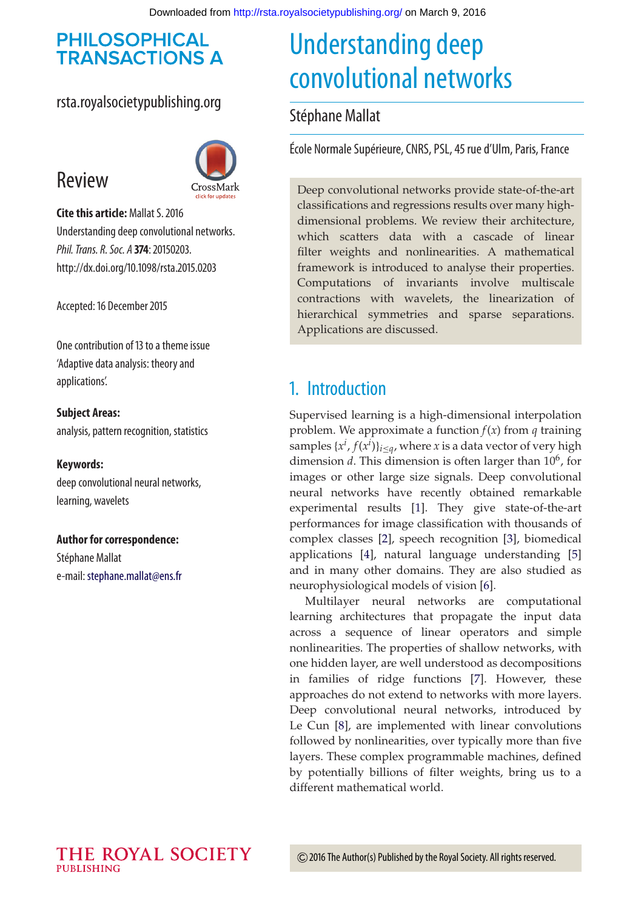# Understanding deep convolutional networks

Stéphane Mallat

École Normale Supérieure, CNRS, PSL, 45 rue d'Ulm, Paris, France

**Review**

**Cite this article:** Mallat S. 2016 Understanding deep convolutional networks. *Phil. Trans. R. Soc. A* **374**: 20150203. http://dx.doi.org/10.1098/rsta.2015.0203

Accepted: 16 December 2015

One contribution of 13 to a theme issue 'Adaptive data analysis: theory and applications'.

**Subject Areas:**
analysis, pattern recognition, statistics

**Keywords:**
deep convolutional neural networks, learning, wavelets

**Author for correspondence:**
Stéphane Mallat
e-mail: stephane.mallat@ens.fr

Deep convolutional networks provide state-of-the-art classifications and regressions results over many high-dimensional problems. We review their architecture, which scatters data with a cascade of linear filter weights and nonlinearities. A mathematical framework is introduced to analyse their properties. Computations of invariants involve multiscale contractions with wavelets, the linearization of hierarchical symmetries and sparse separations. Applications are discussed.

## 1. Introduction

Supervised learning is a high-dimensional interpolation problem. We approximate a function $f(x)$ from $q$ training samples $\{x^i, f(x^i)\}_{i\leq q}$, where $x$ is a data vector of very high dimension $d$. This dimension is often larger than $10^6$, for images or other large size signals. Deep convolutional neural networks have recently obtained remarkable experimental results [1]. They give state-of-the-art performances for image classification with thousands of complex classes [2], speech recognition [3], biomedical applications [4], natural language understanding [5] and in many other domains. They are also studied as neurophysiological models of vision [6].

Multilayer neural networks are computational learning architectures that propagate the input data across a sequence of linear operators and simple nonlinearities. The properties of shallow networks, with one hidden layer, are well understood as decompositions in families of ridge functions [7]. However, these approaches do not extend to networks with more layers. Deep convolutional neural networks, introduced by Le Cun [8], are implemented with linear convolutions followed by nonlinearities, over typically more than five layers. These complex programmable machines, defined by potentially billions of filter weights, bring us to a different mathematical world.

© 2016 The Author(s) Published by the Royal Society. All rights reserved.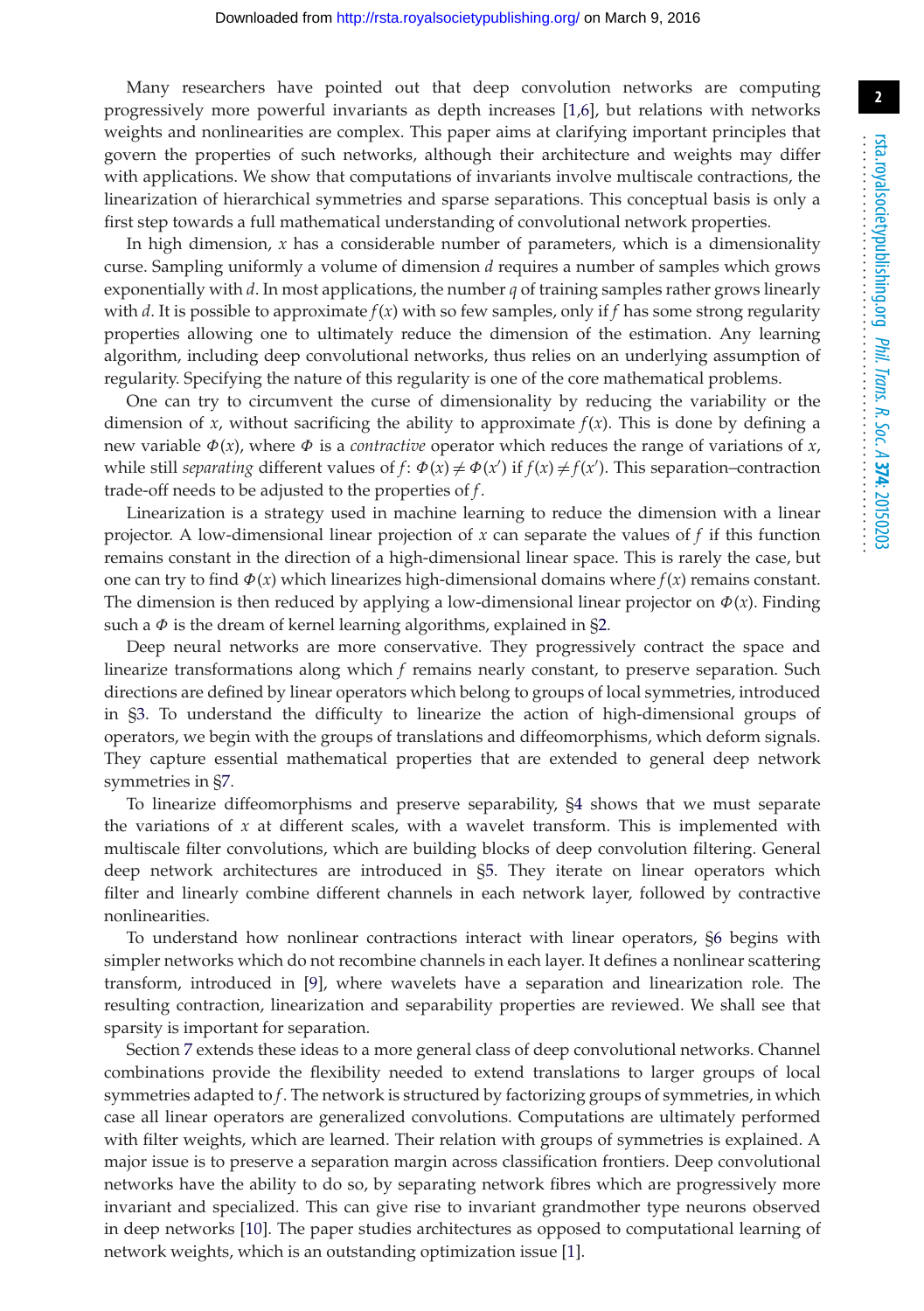Many researchers have pointed out that deep convolution networks are computing progressively more powerful invariants as depth increases [1,6], but relations with networks weights and nonlinearities are complex. This paper aims at clarifying important principles that govern the properties of such networks, although their architecture and weights may differ with applications. We show that computations of invariants involve multiscale contractions, the linearization of hierarchical symmetries and sparse separations. This conceptual basis is only a first step towards a full mathematical understanding of convolutional network properties.

In high dimension, $x$ has a considerable number of parameters, which is a dimensionality curse. Sampling uniformly a volume of dimension $d$ requires a number of samples which grows exponentially with $d$. In most applications, the number $q$ of training samples rather grows linearly with $d$. It is possible to approximate $f(x)$ with so few samples, only if $f$ has some strong regularity properties allowing one to ultimately reduce the dimension of the estimation. Any learning algorithm, including deep convolutional networks, thus relies on an underlying assumption of regularity. Specifying the nature of this regularity is one of the core mathematical problems.

One can try to circumvent the curse of dimensionality by reducing the variability or the dimension of $x$, without sacrificing the ability to approximate $f(x)$. This is done by defining a new variable $\Phi(x)$, where $\Phi$ is a *contractive* operator which reduces the range of variations of $x$, while still *separating* different values of $f$: $\Phi(x) \neq \Phi(x')$ if $f(x) \neq f(x')$. This separation–contraction trade-off needs to be adjusted to the properties of $f$.

Linearization is a strategy used in machine learning to reduce the dimension with a linear projector. A low-dimensional linear projection of $x$ can separate the values of $f$ if this function remains constant in the direction of a high-dimensional linear space. This is rarely the case, but one can try to find $\Phi(x)$ which linearizes high-dimensional domains where $f(x)$ remains constant. The dimension is then reduced by applying a low-dimensional linear projector on $\Phi(x)$. Finding such a $\Phi$ is the dream of kernel learning algorithms, explained in §2.

Deep neural networks are more conservative. They progressively contract the space and linearize transformations along which $f$ remains nearly constant, to preserve separation. Such directions are defined by linear operators which belong to groups of local symmetries, introduced in §3. To understand the difficulty to linearize the action of high-dimensional groups of operators, we begin with the groups of translations and diffeomorphisms, which deform signals. They capture essential mathematical properties that are extended to general deep network symmetries in §7.

To linearize diffeomorphisms and preserve separability, §4 shows that we must separate the variations of $x$ at different scales, with a wavelet transform. This is implemented with multiscale filter convolutions, which are building blocks of deep convolution filtering. General deep network architectures are introduced in §5. They iterate on linear operators which filter and linearly combine different channels in each network layer, followed by contractive nonlinearities.

To understand how nonlinear contractions interact with linear operators, §6 begins with simpler networks which do not recombine channels in each layer. It defines a nonlinear scattering transform, introduced in [9], where wavelets have a separation and linearization role. The resulting contraction, linearization and separability properties are reviewed. We shall see that sparsity is important for separation.

Section 7 extends these ideas to a more general class of deep convolutional networks. Channel combinations provide the flexibility needed to extend translations to larger groups of local symmetries adapted to $f$. The network is structured by factorizing groups of symmetries, in which case all linear operators are generalized convolutions. Computations are ultimately performed with filter weights, which are learned. Their relation with groups of symmetries is explained. A major issue is to preserve a separation margin across classification frontiers. Deep convolutional networks have the ability to do so, by separating network fibres which are progressively more invariant and specialized. This can give rise to invariant grandmother type neurons observed in deep networks [10]. The paper studies architectures as opposed to computational learning of network weights, which is an outstanding optimization issue [1].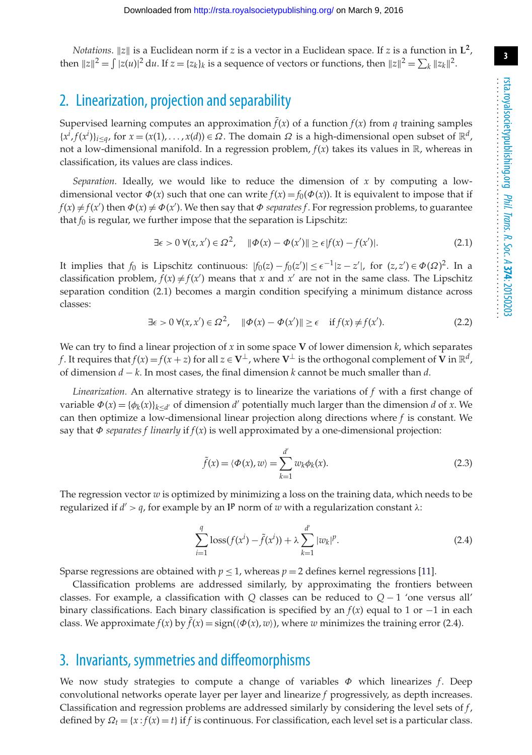*Notations.* $\|z\|$ is a Euclidean norm if $z$ is a vector in a Euclidean space. If $z$ is a function in $\mathbf{L^2}$, then $\|z\|^2 = \int |z(u)|^2 \, \mathrm{d}u$. If $z = \{z_k\}_k$ is a sequence of vectors or functions, then $\|z\|^2 = \sum_k \|z_k\|^2$.

## 2. Linearization, projection and separability

Supervised learning computes an approximation $\tilde{f}(x)$ of a function $f(x)$ from $q$ training samples $\{x^i, f(x^i)\}_{i \le q}$, for $x = (x(1), \ldots, x(d)) \in \Omega$. The domain $\Omega$ is a high-dimensional open subset of $\mathbb{R}^d$, not a low-dimensional manifold. In a regression problem, $f(x)$ takes its values in $\mathbb{R}$, whereas in classification, its values are class indices.

*Separation.* Ideally, we would like to reduce the dimension of $x$ by computing a low-dimensional vector $\Phi(x)$ such that one can write $f(x) = f_0(\Phi(x))$. It is equivalent to impose that if $f(x) \neq f(x')$ then $\Phi(x) \neq \Phi(x')$. We then say that $\Phi$ *separates* $f$. For regression problems, to guarantee that $f_0$ is regular, we further impose that the separation is Lipschitz:

$$\exists \epsilon > 0 \; \forall (x, x') \in \Omega^2, \quad \|\Phi(x) - \Phi(x')\| \ge \epsilon |f(x) - f(x')|. \tag{2.1}$$

It implies that $f_0$ is Lipschitz continuous: $|f_0(z) - f_0(z')| \le \epsilon^{-1} |z - z'|$, for $(z, z') \in \Phi(\Omega)^2$. In a classification problem, $f(x) \neq f(x')$ means that $x$ and $x'$ are not in the same class. The Lipschitz separation condition (2.1) becomes a margin condition specifying a minimum distance across classes:

$$\exists \epsilon > 0 \; \forall (x, x') \in \Omega^2, \quad \|\Phi(x) - \Phi(x')\| \ge \epsilon \quad \text{if } f(x) \neq f(x'). \tag{2.2}$$

We can try to find a linear projection of $x$ in some space $\mathbf{V}$ of lower dimension $k$, which separates $f$. It requires that $f(x) = f(x + z)$ for all $z \in \mathbf{V}^\perp$, where $\mathbf{V}^\perp$ is the orthogonal complement of $\mathbf{V}$ in $\mathbb{R}^d$, of dimension $d - k$. In most cases, the final dimension $k$ cannot be much smaller than $d$.

*Linearization.* An alternative strategy is to linearize the variations of $f$ with a first change of variable $\Phi(x) = \{\phi_k(x)\}_{k \le d'}$ of dimension $d'$ potentially much larger than the dimension $d$ of $x$. We can then optimize a low-dimensional linear projection along directions where $f$ is constant. We say that $\Phi$ *separates* $f$ *linearly* if $f(x)$ is well approximated by a one-dimensional projection:

$$\tilde{f}(x) = \langle \Phi(x), w \rangle = \sum_{k=1}^{d'} w_k \phi_k(x). \tag{2.3}$$

The regression vector $w$ is optimized by minimizing a loss on the training data, which needs to be regularized if $d' > q$, for example by an $\mathbf{l^p}$ norm of $w$ with a regularization constant $\lambda$:

$$\sum_{i=1}^{q} \mathrm{loss}(f(x^i) - \tilde{f}(x^i)) + \lambda \sum_{k=1}^{d'} |w_k|^p. \tag{2.4}$$

Sparse regressions are obtained with $p \le 1$, whereas $p = 2$ defines kernel regressions [11].

Classification problems are addressed similarly, by approximating the frontiers between classes. For example, a classification with $Q$ classes can be reduced to $Q - 1$ 'one versus all' binary classifications. Each binary classification is specified by an $f(x)$ equal to 1 or $-1$ in each class. We approximate $f(x)$ by $\tilde{f}(x) = \mathrm{sign}(\langle \Phi(x), w \rangle)$, where $w$ minimizes the training error (2.4).

## 3. Invariants, symmetries and diffeomorphisms

We now study strategies to compute a change of variables $\Phi$ which linearizes $f$. Deep convolutional networks operate layer per layer and linearize $f$ progressively, as depth increases. Classification and regression problems are addressed similarly by considering the level sets of $f$, defined by $\Omega_t = \{x : f(x) = t\}$ if $f$ is continuous. For classification, each level set is a particular class.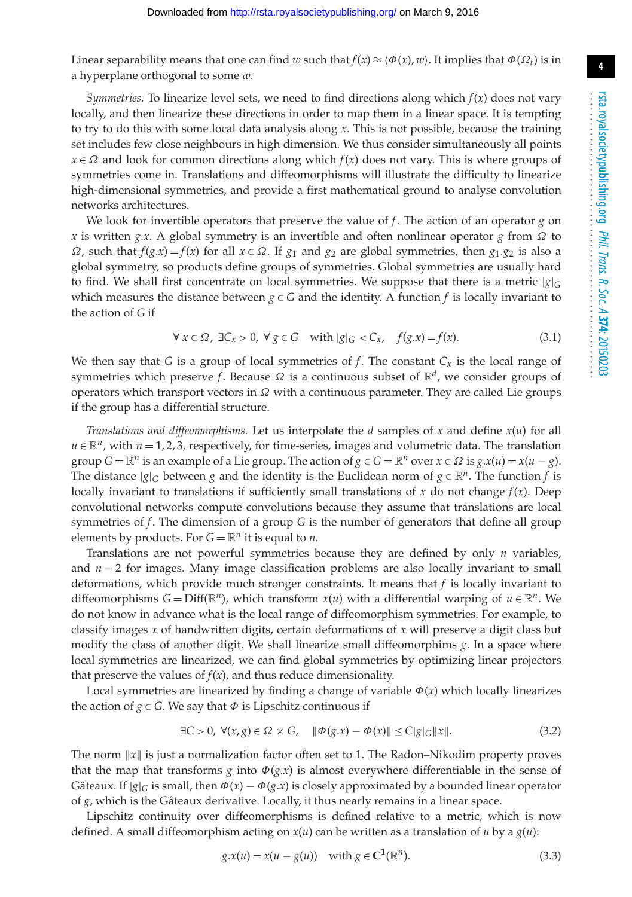Linear separability means that one can find $w$ such that $f(x) \approx \langle \Phi(x), w \rangle$. It implies that $\Phi(\Omega_t)$ is in a hyperplane orthogonal to some $w$.

*Symmetries.* To linearize level sets, we need to find directions along which $f(x)$ does not vary locally, and then linearize these directions in order to map them in a linear space. It is tempting to try to do this with some local data analysis along $x$. This is not possible, because the training set includes few close neighbours in high dimension. We thus consider simultaneously all points $x \in \Omega$ and look for common directions along which $f(x)$ does not vary. This is where groups of symmetries come in. Translations and diffeomorphisms will illustrate the difficulty to linearize high-dimensional symmetries, and provide a first mathematical ground to analyse convolution networks architectures.

We look for invertible operators that preserve the value of $f$. The action of an operator $g$ on $x$ is written $g.x$. A global symmetry is an invertible and often nonlinear operator $g$ from $\Omega$ to $\Omega$, such that $f(g.x) = f(x)$ for all $x \in \Omega$. If $g_1$ and $g_2$ are global symmetries, then $g_1.g_2$ is also a global symmetry, so products define groups of symmetries. Global symmetries are usually hard to find. We shall first concentrate on local symmetries. We suppose that there is a metric $|g|_G$ which measures the distance between $g \in G$ and the identity. A function $f$ is locally invariant to the action of $G$ if

$$\forall\, x \in \Omega,\ \exists C_x > 0,\ \forall\, g \in G \quad \text{with } |g|_G < C_x, \quad f(g.x) = f(x). \tag{3.1}$$

We then say that $G$ is a group of local symmetries of $f$. The constant $C_x$ is the local range of symmetries which preserve $f$. Because $\Omega$ is a continuous subset of $\mathbb{R}^d$, we consider groups of operators which transport vectors in $\Omega$ with a continuous parameter. They are called Lie groups if the group has a differential structure.

*Translations and diffeomorphisms.* Let us interpolate the $d$ samples of $x$ and define $x(u)$ for all $u \in \mathbb{R}^n$, with $n = 1, 2, 3$, respectively, for time-series, images and volumetric data. The translation group $G = \mathbb{R}^n$ is an example of a Lie group. The action of $g \in G = \mathbb{R}^n$ over $x \in \Omega$ is $g.x(u) = x(u - g)$. The distance $|g|_G$ between $g$ and the identity is the Euclidean norm of $g \in \mathbb{R}^n$. The function $f$ is locally invariant to translations if sufficiently small translations of $x$ do not change $f(x)$. Deep convolutional networks compute convolutions because they assume that translations are local symmetries of $f$. The dimension of a group $G$ is the number of generators that define all group elements by products. For $G = \mathbb{R}^n$ it is equal to $n$.

Translations are not powerful symmetries because they are defined by only $n$ variables, and $n = 2$ for images. Many image classification problems are also locally invariant to small deformations, which provide much stronger constraints. It means that $f$ is locally invariant to diffeomorphisms $G = \mathrm{Diff}(\mathbb{R}^n)$, which transform $x(u)$ with a differential warping of $u \in \mathbb{R}^n$. We do not know in advance what is the local range of diffeomorphism symmetries. For example, to classify images $x$ of handwritten digits, certain deformations of $x$ will preserve a digit class but modify the class of another digit. We shall linearize small diffeomorphisms $g$. In a space where local symmetries are linearized, we can find global symmetries by optimizing linear projectors that preserve the values of $f(x)$, and thus reduce dimensionality.

Local symmetries are linearized by finding a change of variable $\Phi(x)$ which locally linearizes the action of $g \in G$. We say that $\Phi$ is Lipschitz continuous if

$$\exists C > 0,\ \forall (x, g) \in \Omega \times G, \quad \|\Phi(g.x) - \Phi(x)\| \le C |g|_G \|x\|. \tag{3.2}$$

The norm $\|x\|$ is just a normalization factor often set to 1. The Radon–Nikodim property proves that the map that transforms $g$ into $\Phi(g.x)$ is almost everywhere differentiable in the sense of Gâteaux. If $|g|_G$ is small, then $\Phi(x) - \Phi(g.x)$ is closely approximated by a bounded linear operator of $g$, which is the Gâteaux derivative. Locally, it thus nearly remains in a linear space.

Lipschitz continuity over diffeomorphisms is defined relative to a metric, which is now defined. A small diffeomorphism acting on $x(u)$ can be written as a translation of $u$ by a $g(u)$:

$$g.x(u) = x(u - g(u)) \quad \text{with } g \in \mathbf{C}^{\mathbf{1}}(\mathbb{R}^n). \tag{3.3}$$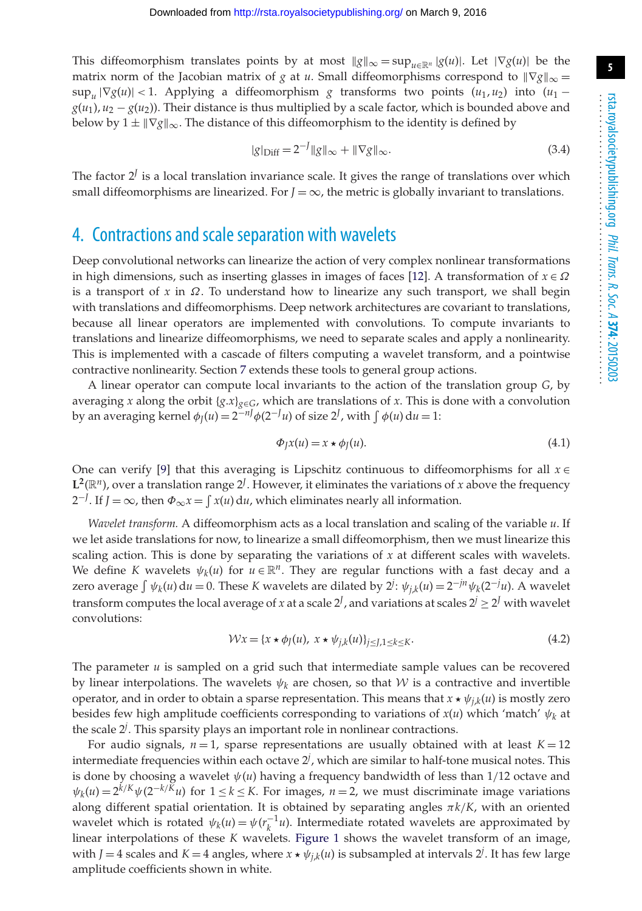This diffeomorphism translates points by at most $\|g\|_\infty = \sup_{u\in\mathbb{R}^n} |g(u)|$. Let $|\nabla g(u)|$ be the matrix norm of the Jacobian matrix of $g$ at $u$. Small diffeomorphisms correspond to $\|\nabla g\|_\infty = \sup_u |\nabla g(u)| < 1$. Applying a diffeomorphism $g$ transforms two points $(u_1, u_2)$ into $(u_1 - g(u_1), u_2 - g(u_2))$. Their distance is thus multiplied by a scale factor, which is bounded above and below by $1 \pm \|\nabla g\|_\infty$. The distance of this diffeomorphism to the identity is defined by

$$|g|_{\mathrm{Diff}} = 2^{-J}\|g\|_\infty + \|\nabla g\|_\infty. \tag{3.4}$$

The factor $2^J$ is a local translation invariance scale. It gives the range of translations over which small diffeomorphisms are linearized. For $J = \infty$, the metric is globally invariant to translations.

## 4. Contractions and scale separation with wavelets

Deep convolutional networks can linearize the action of very complex nonlinear transformations in high dimensions, such as inserting glasses in images of faces [12]. A transformation of $x \in \Omega$ is a transport of $x$ in $\Omega$. To understand how to linearize any such transport, we shall begin with translations and diffeomorphisms. Deep network architectures are covariant to translations, because all linear operators are implemented with convolutions. To compute invariants to translations and linearize diffeomorphisms, we need to separate scales and apply a nonlinearity. This is implemented with a cascade of filters computing a wavelet transform, and a pointwise contractive nonlinearity. Section 7 extends these tools to general group actions.

A linear operator can compute local invariants to the action of the translation group $G$, by averaging $x$ along the orbit $\{g.x\}_{g\in G}$, which are translations of $x$. This is done with a convolution by an averaging kernel $\phi_J(u) = 2^{-nJ}\phi(2^{-J}u)$ of size $2^J$, with $\int \phi(u)\,\mathrm{d}u = 1$:

$$\Phi_J x(u) = x \star \phi_J(u). \tag{4.1}$$

One can verify [9] that this averaging is Lipschitz continuous to diffeomorphisms for all $x \in \mathbf{L}^2(\mathbb{R}^n)$, over a translation range $2^J$. However, it eliminates the variations of $x$ above the frequency $2^{-J}$. If $J = \infty$, then $\Phi_\infty x = \int x(u)\,\mathrm{d}u$, which eliminates nearly all information.

*Wavelet transform.* A diffeomorphism acts as a local translation and scaling of the variable $u$. If we let aside translations for now, to linearize a small diffeomorphism, then we must linearize this scaling action. This is done by separating the variations of $x$ at different scales with wavelets. We define $K$ wavelets $\psi_k(u)$ for $u \in \mathbb{R}^n$. They are regular functions with a fast decay and a zero average $\int \psi_k(u)\,\mathrm{d}u = 0$. These $K$ wavelets are dilated by $2^j$: $\psi_{j,k}(u) = 2^{-jn}\psi_k(2^{-j}u)$. A wavelet transform computes the local average of $x$ at a scale $2^J$, and variations at scales $2^j \geq 2^J$ with wavelet convolutions:

$$\mathcal{W}x = \{x \star \phi_J(u),\ x \star \psi_{j,k}(u)\}_{j\leq J, 1\leq k\leq K}. \tag{4.2}$$

The parameter $u$ is sampled on a grid such that intermediate sample values can be recovered by linear interpolations. The wavelets $\psi_k$ are chosen, so that $\mathcal{W}$ is a contractive and invertible operator, and in order to obtain a sparse representation. This means that $x \star \psi_{j,k}(u)$ is mostly zero besides few high amplitude coefficients corresponding to variations of $x(u)$ which 'match' $\psi_k$ at the scale $2^j$. This sparsity plays an important role in nonlinear contractions.

For audio signals, $n = 1$, sparse representations are usually obtained with at least $K = 12$ intermediate frequencies within each octave $2^j$, which are similar to half-tone musical notes. This is done by choosing a wavelet $\psi(u)$ having a frequency bandwidth of less than 1/12 octave and $\psi_k(u) = 2^{k/K}\psi(2^{-k/K}u)$ for $1 \leq k \leq K$. For images, $n = 2$, we must discriminate image variations along different spatial orientation. It is obtained by separating angles $\pi k/K$, with an oriented wavelet which is rotated $\psi_k(u) = \psi(r_k^{-1}u)$. Intermediate rotated wavelets are approximated by linear interpolations of these $K$ wavelets. Figure 1 shows the wavelet transform of an image, with $J = 4$ scales and $K = 4$ angles, where $x \star \psi_{j,k}(u)$ is subsampled at intervals $2^j$. It has few large amplitude coefficients shown in white.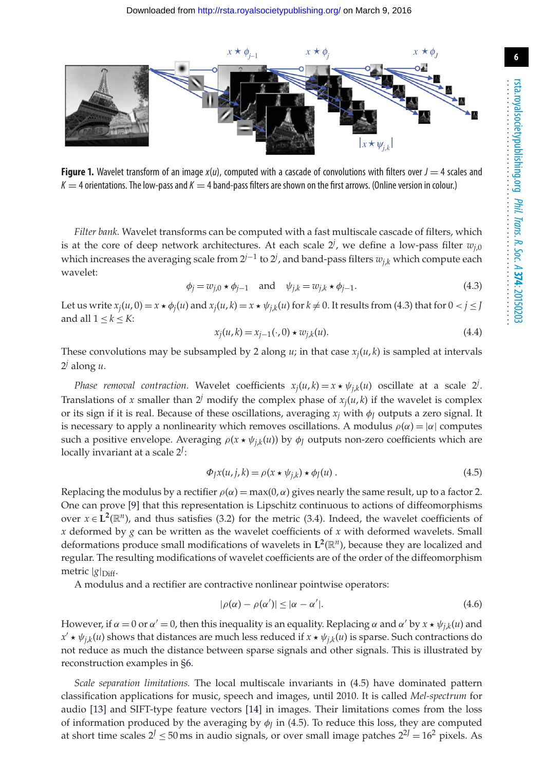**Figure 1.** Wavelet transform of an image $x(u)$, computed with a cascade of convolutions with filters over $J = 4$ scales and $K = 4$ orientations. The low-pass and $K = 4$ band-pass filters are shown on the first arrows. (Online version in colour.)

*Filter bank.* Wavelet transforms can be computed with a fast multiscale cascade of filters, which is at the core of deep network architectures. At each scale $2^j$, we define a low-pass filter $w_{j,0}$ which increases the averaging scale from $2^{j-1}$ to $2^j$, and band-pass filters $w_{j,k}$ which compute each wavelet:

$$\phi_j = w_{j,0} \star \phi_{j-1} \quad \text{and} \quad \psi_{j,k} = w_{j,k} \star \phi_{j-1}. \tag{4.3}$$

Let us write $x_j(u,0) = x \star \phi_j(u)$ and $x_j(u,k) = x \star \psi_{j,k}(u)$ for $k \neq 0$. It results from (4.3) that for $0 < j \leq J$ and all $1 \leq k \leq K$:

$$x_j(u,k) = x_{j-1}(\cdot, 0) \star w_{j,k}(u). \tag{4.4}$$

These convolutions may be subsampled by 2 along $u$; in that case $x_j(u,k)$ is sampled at intervals $2^j$ along $u$.

*Phase removal contraction.* Wavelet coefficients $x_j(u,k) = x \star \psi_{j,k}(u)$ oscillate at a scale $2^j$. Translations of $x$ smaller than $2^j$ modify the complex phase of $x_j(u,k)$ if the wavelet is complex or its sign if it is real. Because of these oscillations, averaging $x_j$ with $\phi_J$ outputs a zero signal. It is necessary to apply a nonlinearity which removes oscillations. A modulus $\rho(\alpha) = |\alpha|$ computes such a positive envelope. Averaging $\rho(x \star \psi_{j,k}(u))$ by $\phi_J$ outputs non-zero coefficients which are locally invariant at a scale $2^J$:

$$\Phi_J x(u,j,k) = \rho(x \star \psi_{j,k}) \star \phi_J(u)\,. \tag{4.5}$$

Replacing the modulus by a rectifier $\rho(\alpha) = \max(0, \alpha)$ gives nearly the same result, up to a factor 2. One can prove [9] that this representation is Lipschitz continuous to actions of diffeomorphisms over $x \in \mathbf{L}^2(\mathbb{R}^n)$, and thus satisfies (3.2) for the metric (3.4). Indeed, the wavelet coefficients of $x$ deformed by $g$ can be written as the wavelet coefficients of $x$ with deformed wavelets. Small deformations produce small modifications of wavelets in $\mathbf{L}^2(\mathbb{R}^n)$, because they are localized and regular. The resulting modifications of wavelet coefficients are of the order of the diffeomorphism metric $|g|_{\text{Diff}}$.

A modulus and a rectifier are contractive nonlinear pointwise operators:

$$|\rho(\alpha) - \rho(\alpha')| \leq |\alpha - \alpha'|. \tag{4.6}$$

However, if $\alpha = 0$ or $\alpha' = 0$, then this inequality is an equality. Replacing $\alpha$ and $\alpha'$ by $x \star \psi_{j,k}(u)$ and $x' \star \psi_{j,k}(u)$ shows that distances are much less reduced if $x \star \psi_{j,k}(u)$ is sparse. Such contractions do not reduce as much the distance between sparse signals and other signals. This is illustrated by reconstruction examples in §6.

*Scale separation limitations.* The local multiscale invariants in (4.5) have dominated pattern classification applications for music, speech and images, until 2010. It is called *Mel-spectrum* for audio [13] and SIFT-type feature vectors [14] in images. Their limitations comes from the loss of information produced by the averaging by $\phi_J$ in (4.5). To reduce this loss, they are computed at short time scales $2^J \leq 50$ ms in audio signals, or over small image patches $2^{2J} = 16^2$ pixels. As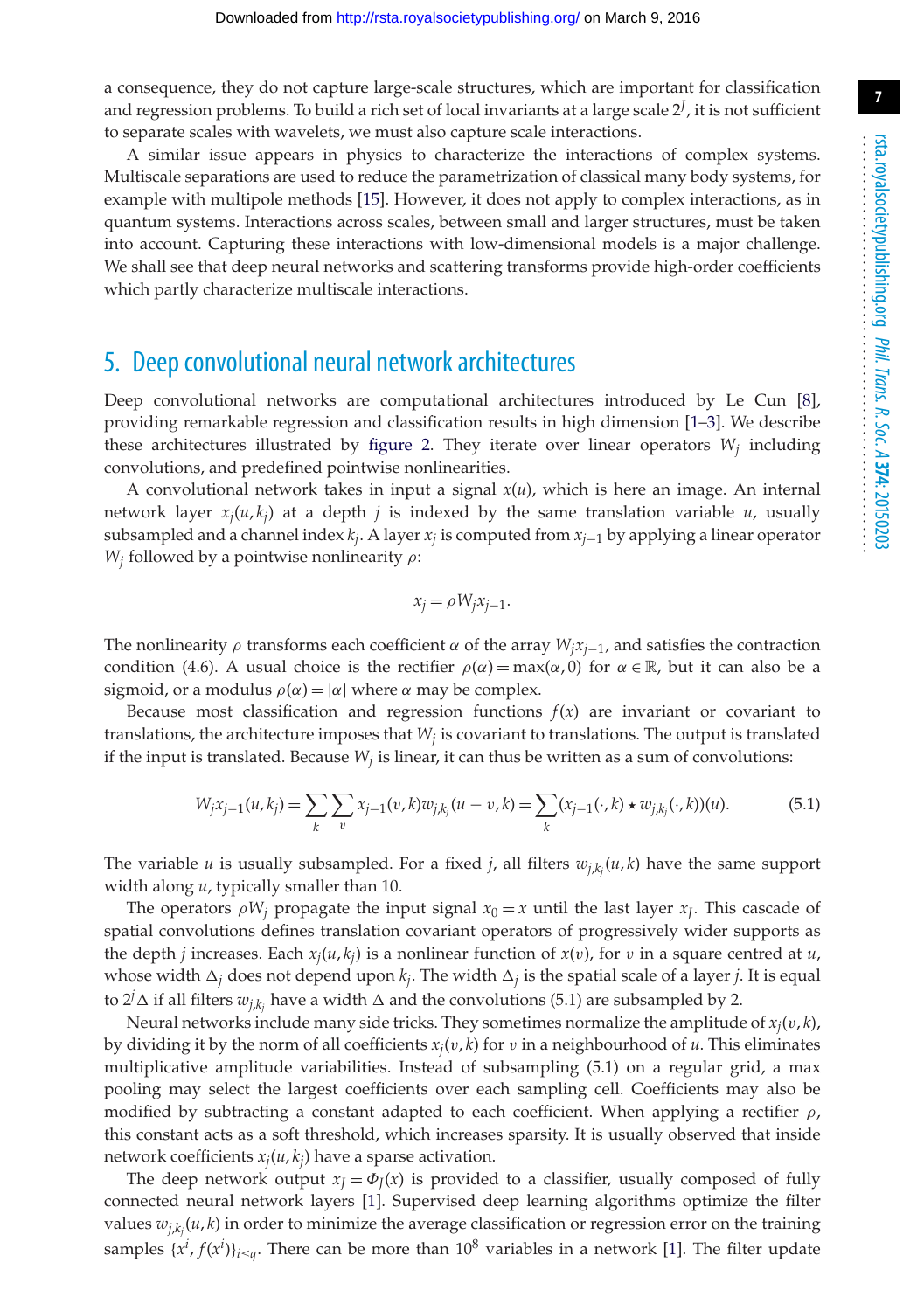a consequence, they do not capture large-scale structures, which are important for classification and regression problems. To build a rich set of local invariants at a large scale $2^J$, it is not sufficient to separate scales with wavelets, we must also capture scale interactions.

A similar issue appears in physics to characterize the interactions of complex systems. Multiscale separations are used to reduce the parametrization of classical many body systems, for example with multipole methods [15]. However, it does not apply to complex interactions, as in quantum systems. Interactions across scales, between small and larger structures, must be taken into account. Capturing these interactions with low-dimensional models is a major challenge. We shall see that deep neural networks and scattering transforms provide high-order coefficients which partly characterize multiscale interactions.

## 5. Deep convolutional neural network architectures

Deep convolutional networks are computational architectures introduced by Le Cun [8], providing remarkable regression and classification results in high dimension [1–3]. We describe these architectures illustrated by figure 2. They iterate over linear operators $W_j$ including convolutions, and predefined pointwise nonlinearities.

A convolutional network takes in input a signal $x(u)$, which is here an image. An internal network layer $x_j(u, k_j)$ at a depth $j$ is indexed by the same translation variable $u$, usually subsampled and a channel index $k_j$. A layer $x_j$ is computed from $x_{j-1}$ by applying a linear operator $W_j$ followed by a pointwise nonlinearity $\rho$:

$$x_j = \rho W_j x_{j-1}.$$

The nonlinearity $\rho$ transforms each coefficient $\alpha$ of the array $W_j x_{j-1}$, and satisfies the contraction condition (4.6). A usual choice is the rectifier $\rho(\alpha) = \max(\alpha, 0)$ for $\alpha \in \mathbb{R}$, but it can also be a sigmoid, or a modulus $\rho(\alpha) = |\alpha|$ where $\alpha$ may be complex.

Because most classification and regression functions $f(x)$ are invariant or covariant to translations, the architecture imposes that $W_j$ is covariant to translations. The output is translated if the input is translated. Because $W_j$ is linear, it can thus be written as a sum of convolutions:

$$W_j x_{j-1}(u, k_j) = \sum_k \sum_v x_{j-1}(v, k) w_{j,k_j}(u - v, k) = \sum_k (x_{j-1}(\cdot, k) \star w_{j,k_j}(\cdot, k))(u). \tag{5.1}$$

The variable $u$ is usually subsampled. For a fixed $j$, all filters $w_{j,k_j}(u, k)$ have the same support width along $u$, typically smaller than 10.

The operators $\rho W_j$ propagate the input signal $x_0 = x$ until the last layer $x_J$. This cascade of spatial convolutions defines translation covariant operators of progressively wider supports as the depth $j$ increases. Each $x_j(u, k_j)$ is a nonlinear function of $x(v)$, for $v$ in a square centred at $u$, whose width $\Delta_j$ does not depend upon $k_j$. The width $\Delta_j$ is the spatial scale of a layer $j$. It is equal to $2^j \Delta$ if all filters $w_{j,k_j}$ have a width $\Delta$ and the convolutions (5.1) are subsampled by 2.

Neural networks include many side tricks. They sometimes normalize the amplitude of $x_j(v, k)$, by dividing it by the norm of all coefficients $x_j(v, k)$ for $v$ in a neighbourhood of $u$. This eliminates multiplicative amplitude variabilities. Instead of subsampling (5.1) on a regular grid, a max pooling may select the largest coefficients over each sampling cell. Coefficients may also be modified by subtracting a constant adapted to each coefficient. When applying a rectifier $\rho$, this constant acts as a soft threshold, which increases sparsity. It is usually observed that inside network coefficients $x_j(u, k_j)$ have a sparse activation.

The deep network output $x_J = \Phi_J(x)$ is provided to a classifier, usually composed of fully connected neural network layers [1]. Supervised deep learning algorithms optimize the filter values $w_{j,k_j}(u, k)$ in order to minimize the average classification or regression error on the training samples $\{x^i, f(x^i)\}_{i \le q}$. There can be more than $10^8$ variables in a network [1]. The filter update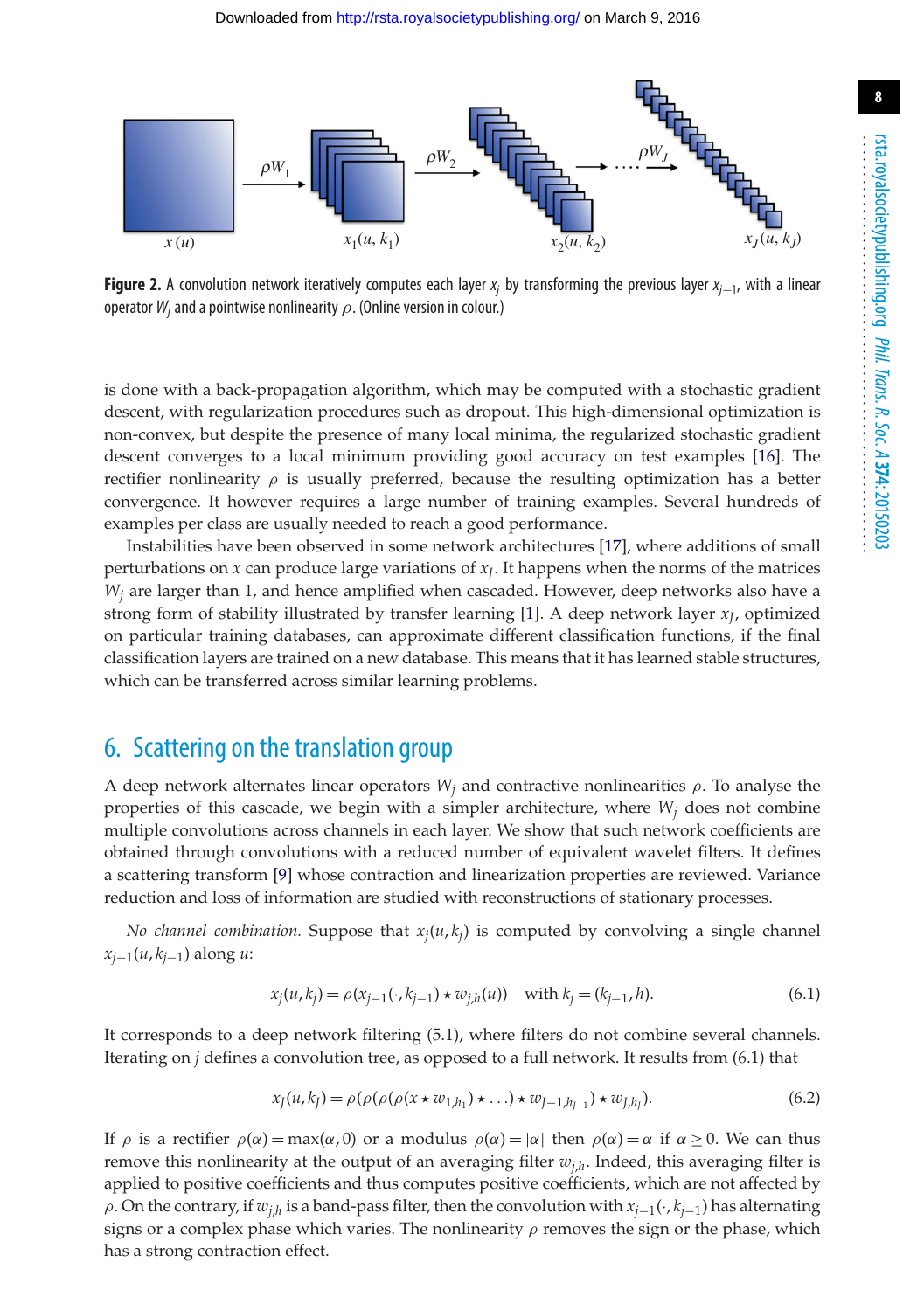**Figure 2.** A convolution network iteratively computes each layer $x_j$ by transforming the previous layer $x_{j-1}$, with a linear operator $W_j$ and a pointwise nonlinearity $\rho$. (Online version in colour.)

is done with a back-propagation algorithm, which may be computed with a stochastic gradient descent, with regularization procedures such as dropout. This high-dimensional optimization is non-convex, but despite the presence of many local minima, the regularized stochastic gradient descent converges to a local minimum providing good accuracy on test examples [16]. The rectifier nonlinearity $\rho$ is usually preferred, because the resulting optimization has a better convergence. It however requires a large number of training examples. Several hundreds of examples per class are usually needed to reach a good performance.

Instabilities have been observed in some network architectures [17], where additions of small perturbations on $x$ can produce large variations of $x_J$. It happens when the norms of the matrices $W_j$ are larger than 1, and hence amplified when cascaded. However, deep networks also have a strong form of stability illustrated by transfer learning [1]. A deep network layer $x_J$, optimized on particular training databases, can approximate different classification functions, if the final classification layers are trained on a new database. This means that it has learned stable structures, which can be transferred across similar learning problems.

## 6. Scattering on the translation group

A deep network alternates linear operators $W_j$ and contractive nonlinearities $\rho$. To analyse the properties of this cascade, we begin with a simpler architecture, where $W_j$ does not combine multiple convolutions across channels in each layer. We show that such network coefficients are obtained through convolutions with a reduced number of equivalent wavelet filters. It defines a scattering transform [9] whose contraction and linearization properties are reviewed. Variance reduction and loss of information are studied with reconstructions of stationary processes.

*No channel combination.* Suppose that $x_j(u, k_j)$ is computed by convolving a single channel $x_{j-1}(u, k_{j-1})$ along $u$:

$$x_j(u, k_j) = \rho(x_{j-1}(\cdot, k_{j-1}) \star w_{j,h}(u)) \quad \text{with } k_j = (k_{j-1}, h). \tag{6.1}$$

It corresponds to a deep network filtering (5.1), where filters do not combine several channels. Iterating on $j$ defines a convolution tree, as opposed to a full network. It results from (6.1) that

$$x_J(u, k_J) = \rho(\rho(\rho(\rho(x \star w_{1,h_1}) \star \ldots) \star w_{J-1,h_{J-1}}) \star w_{J,h_J}). \tag{6.2}$$

If $\rho$ is a rectifier $\rho(\alpha) = \max(\alpha, 0)$ or a modulus $\rho(\alpha) = |\alpha|$ then $\rho(\alpha) = \alpha$ if $\alpha \geq 0$. We can thus remove this nonlinearity at the output of an averaging filter $w_{j,h}$. Indeed, this averaging filter is applied to positive coefficients and thus computes positive coefficients, which are not affected by $\rho$. On the contrary, if $w_{j,h}$ is a band-pass filter, then the convolution with $x_{j-1}(\cdot, k_{j-1})$ has alternating signs or a complex phase which varies. The nonlinearity $\rho$ removes the sign or the phase, which has a strong contraction effect.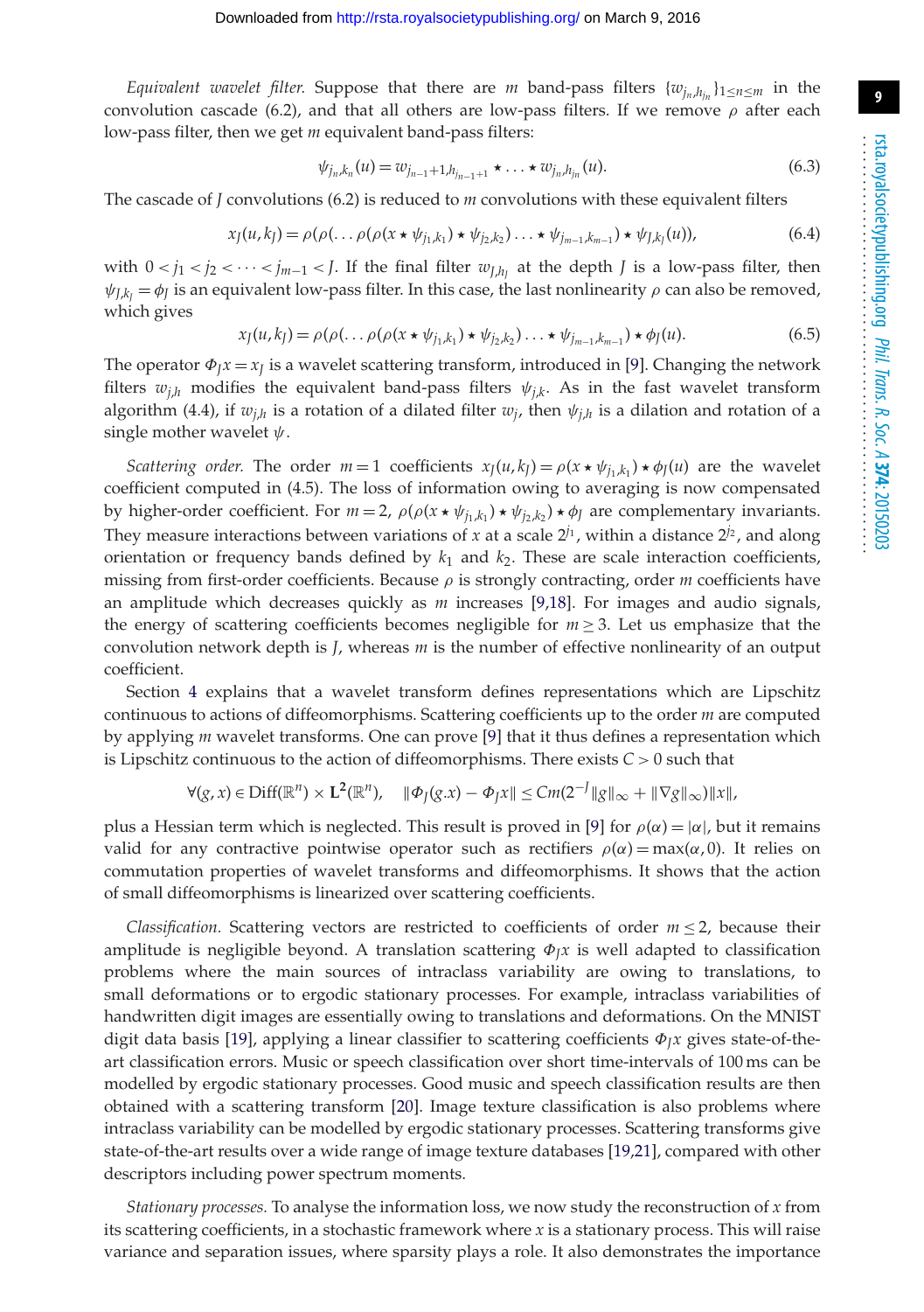*Equivalent wavelet filter.* Suppose that there are $m$ band-pass filters $\{w_{j_n,h_{j_n}}\}_{1\le n\le m}$ in the convolution cascade (6.2), and that all others are low-pass filters. If we remove $\rho$ after each low-pass filter, then we get $m$ equivalent band-pass filters:

$$\psi_{j_n,k_n}(u) = w_{j_{n-1}+1,h_{j_{n-1}+1}} \star \cdots \star w_{j_n,h_{j_n}}(u). \tag{6.3}$$

The cascade of $J$ convolutions (6.2) is reduced to $m$ convolutions with these equivalent filters

$$x_J(u,k_J) = \rho(\rho(\ldots\rho(\rho(x\star\psi_{j_1,k_1})\star\psi_{j_2,k_2})\ldots\star\psi_{j_{m-1},k_{m-1}})\star\psi_{J,k_J}(u)), \tag{6.4}$$

with $0 < j_1 < j_2 < \cdots < j_{m-1} < J$. If the final filter $w_{J,h_J}$ at the depth $J$ is a low-pass filter, then $\psi_{J,k_J} = \phi_J$ is an equivalent low-pass filter. In this case, the last nonlinearity $\rho$ can also be removed, which gives

$$x_J(u,k_J) = \rho(\rho(\ldots\rho(\rho(x\star\psi_{j_1,k_1})\star\psi_{j_2,k_2})\ldots\star\psi_{j_{m-1},k_{m-1}})\star\phi_J(u). \tag{6.5}$$

The operator $\Phi_J x = x_J$ is a wavelet scattering transform, introduced in [9]. Changing the network filters $w_{j,h}$ modifies the equivalent band-pass filters $\psi_{j,k}$. As in the fast wavelet transform algorithm (4.4), if $w_{j,h}$ is a rotation of a dilated filter $w_j$, then $\psi_{j,h}$ is a dilation and rotation of a single mother wavelet $\psi$.

*Scattering order.* The order $m=1$ coefficients $x_J(u,k_J) = \rho(x\star\psi_{j_1,k_1})\star\phi_J(u)$ are the wavelet coefficient computed in (4.5). The loss of information owing to averaging is now compensated by higher-order coefficient. For $m=2$, $\rho(\rho(x\star\psi_{j_1,k_1})\star\psi_{j_2,k_2})\star\phi_J$ are complementary invariants. They measure interactions between variations of $x$ at a scale $2^{j_1}$, within a distance $2^{j_2}$, and along orientation or frequency bands defined by $k_1$ and $k_2$. These are scale interaction coefficients, missing from first-order coefficients. Because $\rho$ is strongly contracting, order $m$ coefficients have an amplitude which decreases quickly as $m$ increases [9,18]. For images and audio signals, the energy of scattering coefficients becomes negligible for $m \ge 3$. Let us emphasize that the convolution network depth is $J$, whereas $m$ is the number of effective nonlinearity of an output coefficient.

Section 4 explains that a wavelet transform defines representations which are Lipschitz continuous to actions of diffeomorphisms. Scattering coefficients up to the order $m$ are computed by applying $m$ wavelet transforms. One can prove [9] that it thus defines a representation which is Lipschitz continuous to the action of diffeomorphisms. There exists $C > 0$ such that

$$\forall (g,x) \in \mathrm{Diff}(\mathbb{R}^n) \times \mathbf{L^2}(\mathbb{R}^n), \quad \|\Phi_J(g.x) - \Phi_J x\| \le Cm(2^{-J}\|g\|_\infty + \|\nabla g\|_\infty)\|x\|,$$

plus a Hessian term which is neglected. This result is proved in [9] for $\rho(\alpha) = |\alpha|$, but it remains valid for any contractive pointwise operator such as rectifiers $\rho(\alpha) = \max(\alpha, 0)$. It relies on commutation properties of wavelet transforms and diffeomorphisms. It shows that the action of small diffeomorphisms is linearized over scattering coefficients.

*Classification.* Scattering vectors are restricted to coefficients of order $m \le 2$, because their amplitude is negligible beyond. A translation scattering $\Phi_J x$ is well adapted to classification problems where the main sources of intraclass variability are owing to translations, to small deformations or to ergodic stationary processes. For example, intraclass variabilities of handwritten digit images are essentially owing to translations and deformations. On the MNIST digit data basis [19], applying a linear classifier to scattering coefficients $\Phi_J x$ gives state-of-the-art classification errors. Music or speech classification over short time-intervals of 100 ms can be modelled by ergodic stationary processes. Good music and speech classification results are then obtained with a scattering transform [20]. Image texture classification is also problems where intraclass variability can be modelled by ergodic stationary processes. Scattering transforms give state-of-the-art results over a wide range of image texture databases [19,21], compared with other descriptors including power spectrum moments.

*Stationary processes.* To analyse the information loss, we now study the reconstruction of $x$ from its scattering coefficients, in a stochastic framework where $x$ is a stationary process. This will raise variance and separation issues, where sparsity plays a role. It also demonstrates the importance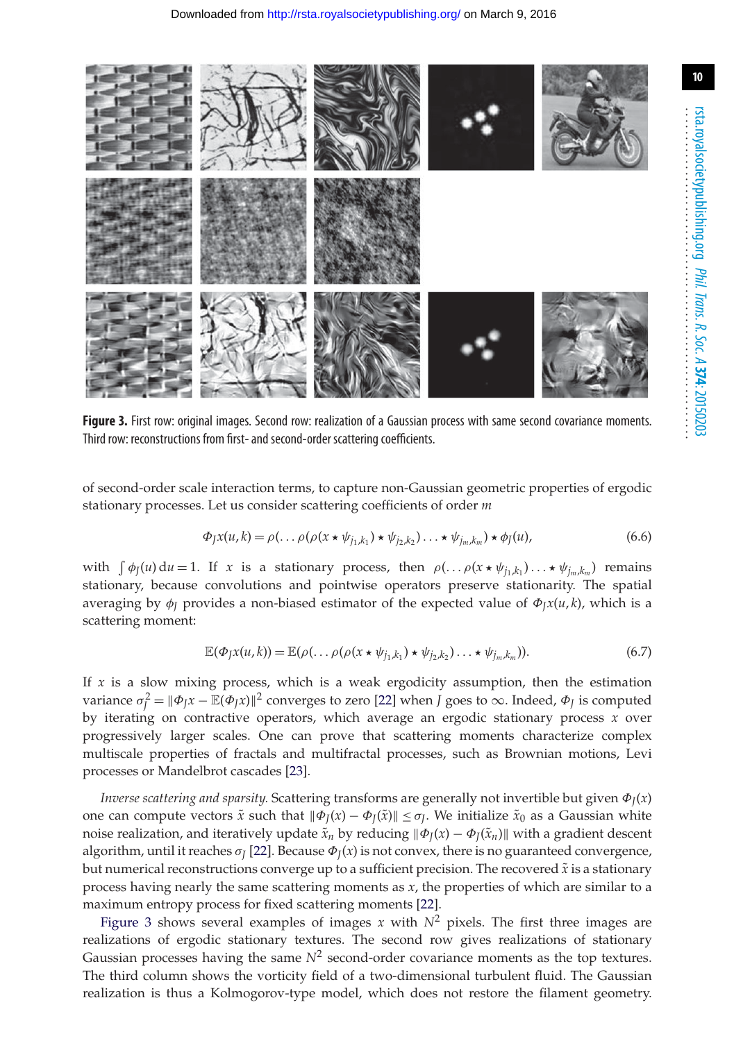**Figure 3.** First row: original images. Second row: realization of a Gaussian process with same second covariance moments. Third row: reconstructions from first- and second-order scattering coefficients.

of second-order scale interaction terms, to capture non-Gaussian geometric properties of ergodic stationary processes. Let us consider scattering coefficients of order $m$

$$\Phi_J x(u,k) = \rho(\ldots\rho(\rho(x \star \psi_{j_1,k_1}) \star \psi_{j_2,k_2}) \ldots \star \psi_{j_m,k_m}) \star \phi_J(u), \tag{6.6}$$

with $\int \phi_J(u)\,\mathrm{d}u = 1$. If $x$ is a stationary process, then $\rho(\ldots\rho(x \star \psi_{j_1,k_1}) \ldots \star \psi_{j_m,k_m})$ remains stationary, because convolutions and pointwise operators preserve stationarity. The spatial averaging by $\phi_J$ provides a non-biased estimator of the expected value of $\Phi_J x(u,k)$, which is a scattering moment:

$$\mathbb{E}(\Phi_J x(u,k)) = \mathbb{E}(\rho(\ldots\rho(\rho(x \star \psi_{j_1,k_1}) \star \psi_{j_2,k_2}) \ldots \star \psi_{j_m,k_m})). \tag{6.7}$$

If $x$ is a slow mixing process, which is a weak ergodicity assumption, then the estimation variance $\sigma_J^2 = \|\Phi_J x - \mathbb{E}(\Phi_J x)\|^2$ converges to zero [22] when $J$ goes to $\infty$. Indeed, $\Phi_J$ is computed by iterating on contractive operators, which average an ergodic stationary process $x$ over progressively larger scales. One can prove that scattering moments characterize complex multiscale properties of fractals and multifractal processes, such as Brownian motions, Levi processes or Mandelbrot cascades [23].

*Inverse scattering and sparsity.* Scattering transforms are generally not invertible but given $\Phi_J(x)$ one can compute vectors $\tilde{x}$ such that $\|\Phi_J(x) - \Phi_J(\tilde{x})\| \leq \sigma_J$. We initialize $\tilde{x}_0$ as a Gaussian white noise realization, and iteratively update $\tilde{x}_n$ by reducing $\|\Phi_J(x) - \Phi_J(\tilde{x}_n)\|$ with a gradient descent algorithm, until it reaches $\sigma_J$ [22]. Because $\Phi_J(x)$ is not convex, there is no guaranteed convergence, but numerical reconstructions converge up to a sufficient precision. The recovered $\tilde{x}$ is a stationary process having nearly the same scattering moments as $x$, the properties of which are similar to a maximum entropy process for fixed scattering moments [22].

Figure 3 shows several examples of images $x$ with $N^2$ pixels. The first three images are realizations of ergodic stationary textures. The second row gives realizations of stationary Gaussian processes having the same $N^2$ second-order covariance moments as the top textures. The third column shows the vorticity field of a two-dimensional turbulent fluid. The Gaussian realization is thus a Kolmogorov-type model, which does not restore the filament geometry.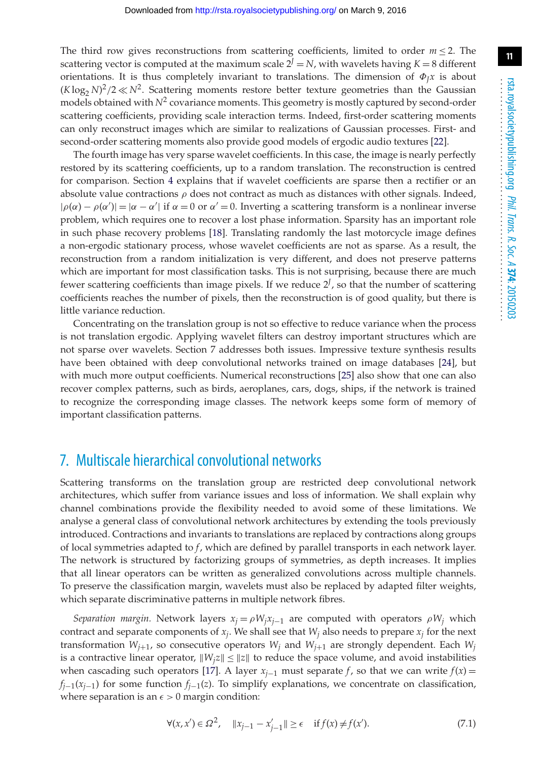The third row gives reconstructions from scattering coefficients, limited to order $m \leq 2$. The scattering vector is computed at the maximum scale $2^J = N$, with wavelets having $K = 8$ different orientations. It is thus completely invariant to translations. The dimension of $\Phi_J x$ is about $(K \log_2 N)^2/2 \ll N^2$. Scattering moments restore better texture geometries than the Gaussian models obtained with $N^2$ covariance moments. This geometry is mostly captured by second-order scattering coefficients, providing scale interaction terms. Indeed, first-order scattering moments can only reconstruct images which are similar to realizations of Gaussian processes. First- and second-order scattering moments also provide good models of ergodic audio textures [22].

The fourth image has very sparse wavelet coefficients. In this case, the image is nearly perfectly restored by its scattering coefficients, up to a random translation. The reconstruction is centred for comparison. Section 4 explains that if wavelet coefficients are sparse then a rectifier or an absolute value contractions $\rho$ does not contract as much as distances with other signals. Indeed, $|\rho(\alpha) - \rho(\alpha')| = |\alpha - \alpha'|$ if $\alpha = 0$ or $\alpha' = 0$. Inverting a scattering transform is a nonlinear inverse problem, which requires one to recover a lost phase information. Sparsity has an important role in such phase recovery problems [18]. Translating randomly the last motorcycle image defines a non-ergodic stationary process, whose wavelet coefficients are not as sparse. As a result, the reconstruction from a random initialization is very different, and does not preserve patterns which are important for most classification tasks. This is not surprising, because there are much fewer scattering coefficients than image pixels. If we reduce $2^J$, so that the number of scattering coefficients reaches the number of pixels, then the reconstruction is of good quality, but there is little variance reduction.

Concentrating on the translation group is not so effective to reduce variance when the process is not translation ergodic. Applying wavelet filters can destroy important structures which are not sparse over wavelets. Section 7 addresses both issues. Impressive texture synthesis results have been obtained with deep convolutional networks trained on image databases [24], but with much more output coefficients. Numerical reconstructions [25] also show that one can also recover complex patterns, such as birds, aeroplanes, cars, dogs, ships, if the network is trained to recognize the corresponding image classes. The network keeps some form of memory of important classification patterns.

## 7. Multiscale hierarchical convolutional networks

Scattering transforms on the translation group are restricted deep convolutional network architectures, which suffer from variance issues and loss of information. We shall explain why channel combinations provide the flexibility needed to avoid some of these limitations. We analyse a general class of convolutional network architectures by extending the tools previously introduced. Contractions and invariants to translations are replaced by contractions along groups of local symmetries adapted to $f$, which are defined by parallel transports in each network layer. The network is structured by factorizing groups of symmetries, as depth increases. It implies that all linear operators can be written as generalized convolutions across multiple channels. To preserve the classification margin, wavelets must also be replaced by adapted filter weights, which separate discriminative patterns in multiple network fibres.

*Separation margin.* Network layers $x_j = \rho W_j x_{j-1}$ are computed with operators $\rho W_j$ which contract and separate components of $x_j$. We shall see that $W_j$ also needs to prepare $x_j$ for the next transformation $W_{j+1}$, so consecutive operators $W_j$ and $W_{j+1}$ are strongly dependent. Each $W_j$ is a contractive linear operator, $\|W_j z\| \leq \|z\|$ to reduce the space volume, and avoid instabilities when cascading such operators [17]. A layer $x_{j-1}$ must separate $f$, so that we can write $f(x) = f_{j-1}(x_{j-1})$ for some function $f_{j-1}(z)$. To simplify explanations, we concentrate on classification, where separation is an $\epsilon > 0$ margin condition:

$$\forall (x, x') \in \Omega^2, \quad \|x_{j-1} - x'_{j-1}\| \geq \epsilon \quad \text{if } f(x) \neq f(x'). \tag{7.1}$$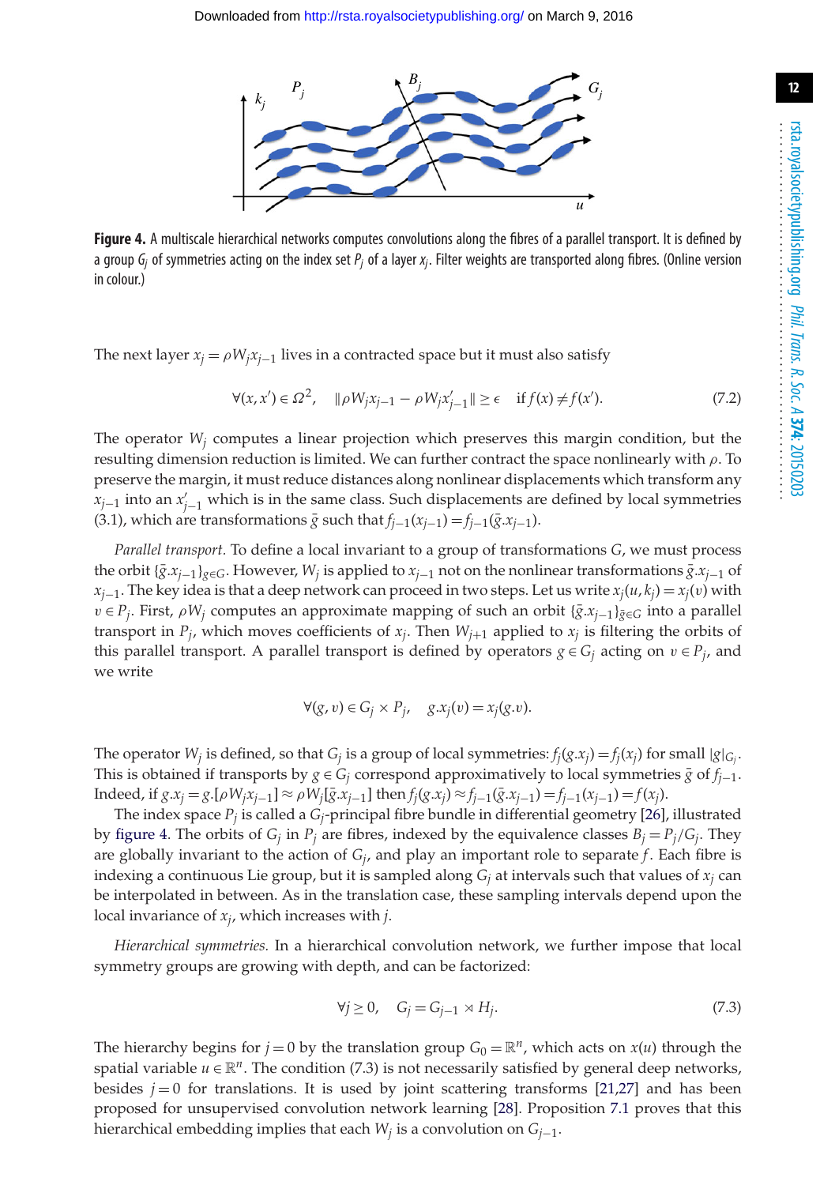**Figure 4.** A multiscale hierarchical networks computes convolutions along the fibres of a parallel transport. It is defined by a group $G_j$ of symmetries acting on the index set $P_j$ of a layer $x_j$. Filter weights are transported along fibres. (Online version in colour.)

The next layer $x_j = \rho W_j x_{j-1}$ lives in a contracted space but it must also satisfy

$$\forall (x, x') \in \Omega^2, \quad \|\rho W_j x_{j-1} - \rho W_j x'_{j-1}\| \geq \epsilon \quad \text{if } f(x) \neq f(x'). \tag{7.2}$$

The operator $W_j$ computes a linear projection which preserves this margin condition, but the resulting dimension reduction is limited. We can further contract the space nonlinearly with $\rho$. To preserve the margin, it must reduce distances along nonlinear displacements which transform any $x_{j-1}$ into an $x'_{j-1}$ which is in the same class. Such displacements are defined by local symmetries (3.1), which are transformations $\bar{g}$ such that $f_{j-1}(x_{j-1}) = f_{j-1}(\bar{g}.x_{j-1})$.

*Parallel transport.* To define a local invariant to a group of transformations $G$, we must process the orbit $\{\bar{g}.x_{j-1}\}_{\bar{g}\in G}$. However, $W_j$ is applied to $x_{j-1}$ not on the nonlinear transformations $\bar{g}.x_{j-1}$ of $x_{j-1}$. The key idea is that a deep network can proceed in two steps. Let us write $x_j(u, k_j) = x_j(v)$ with $v \in P_j$. First, $\rho W_j$ computes an approximate mapping of such an orbit $\{\bar{g}.x_{j-1}\}_{\bar{g}\in G}$ into a parallel transport in $P_j$, which moves coefficients of $x_j$. Then $W_{j+1}$ applied to $x_j$ is filtering the orbits of this parallel transport. A parallel transport is defined by operators $g \in G_j$ acting on $v \in P_j$, and we write

$$\forall (g, v) \in G_j \times P_j, \quad g.x_j(v) = x_j(g.v).$$

The operator $W_j$ is defined, so that $G_j$ is a group of local symmetries: $f_j(g.x_j) = f_j(x_j)$ for small $|g|_{G_j}$. This is obtained if transports by $g \in G_j$ correspond approximatively to local symmetries $\bar{g}$ of $f_{j-1}$. Indeed, if $g.x_j = g.[\rho W_j x_{j-1}] \approx \rho W_j[\bar{g}.x_{j-1}]$ then $f_j(g.x_j) \approx f_{j-1}(\bar{g}.x_{j-1}) = f_{j-1}(x_{j-1}) = f(x_j)$.

The index space $P_j$ is called a $G_j$-principal fibre bundle in differential geometry [26], illustrated by figure 4. The orbits of $G_j$ in $P_j$ are fibres, indexed by the equivalence classes $B_j = P_j/G_j$. They are globally invariant to the action of $G_j$, and play an important role to separate $f$. Each fibre is indexing a continuous Lie group, but it is sampled along $G_j$ at intervals such that values of $x_j$ can be interpolated in between. As in the translation case, these sampling intervals depend upon the local invariance of $x_j$, which increases with $j$.

*Hierarchical symmetries.* In a hierarchical convolution network, we further impose that local symmetry groups are growing with depth, and can be factorized:

$$\forall j \geq 0, \quad G_j = G_{j-1} \rtimes H_j. \tag{7.3}$$

The hierarchy begins for $j = 0$ by the translation group $G_0 = \mathbb{R}^n$, which acts on $x(u)$ through the spatial variable $u \in \mathbb{R}^n$. The condition (7.3) is not necessarily satisfied by general deep networks, besides $j = 0$ for translations. It is used by joint scattering transforms [21,27] and has been proposed for unsupervised convolution network learning [28]. Proposition 7.1 proves that this hierarchical embedding implies that each $W_j$ is a convolution on $G_{j-1}$.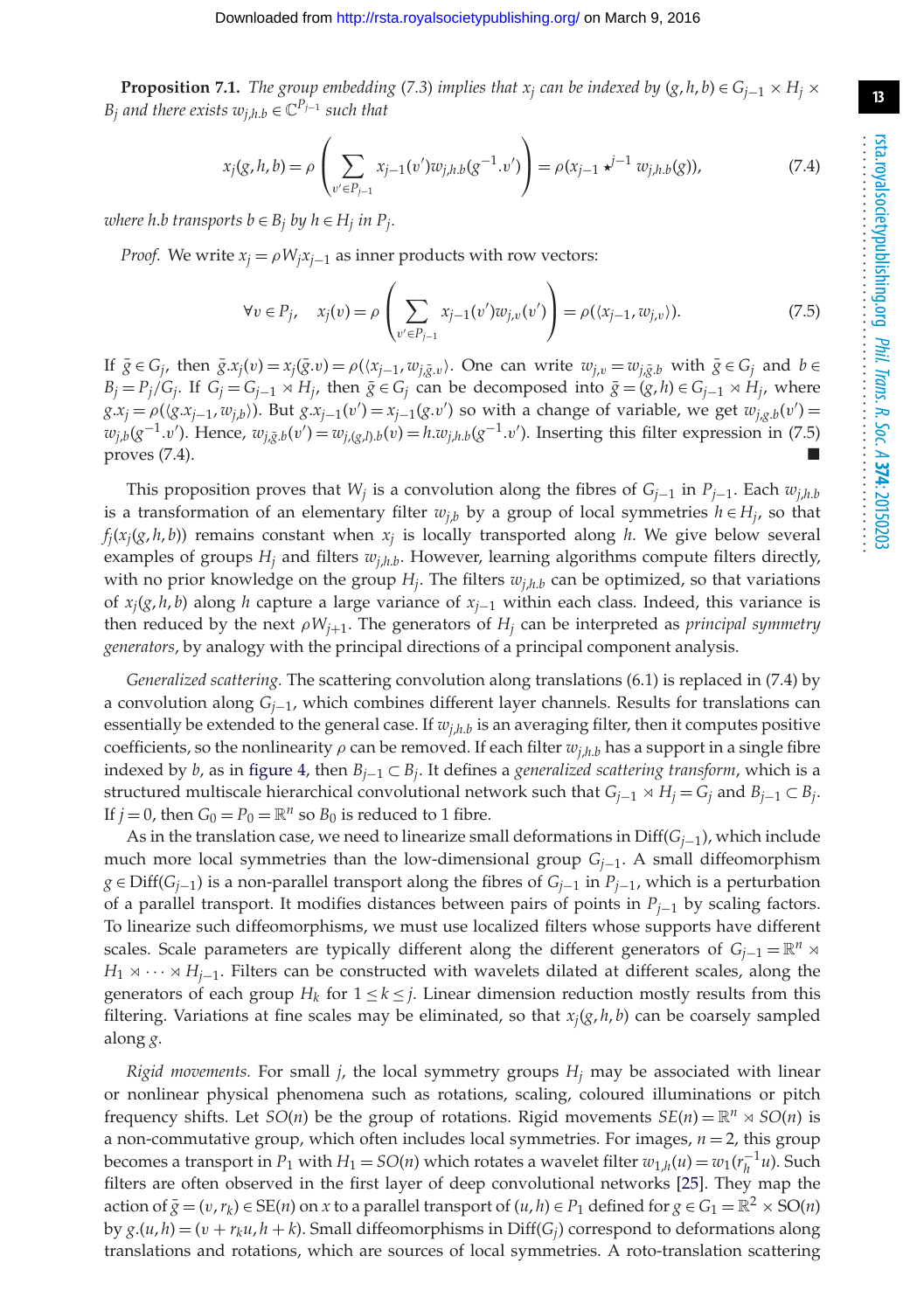**Proposition 7.1.** *The group embedding (7.3) implies that $x_j$ can be indexed by $(g,h,b) \in G_{j-1} \times H_j \times B_j$ and there exists $w_{j,h.b} \in \mathbb{C}^{P_{j-1}}$ such that*

$$x_j(g,h,b) = \rho\left(\sum_{v' \in P_{j-1}} x_{j-1}(v') w_{j,h.b}(g^{-1}.v')\right) = \rho(x_{j-1} \star^{j-1} w_{j,h.b}(g)), \tag{7.4}$$

*where $h.b$ transports $b \in B_j$ by $h \in H_j$ in $P_j$.*

*Proof.* We write $x_j = \rho W_j x_{j-1}$ as inner products with row vectors:

$$\forall v \in P_j, \quad x_j(v) = \rho\left(\sum_{v' \in P_{j-1}} x_{j-1}(v') w_{j,v}(v')\right) = \rho(\langle x_{j-1}, w_{j,v}\rangle). \tag{7.5}$$

If $\bar{g} \in G_j$, then $\bar{g}.x_j(v) = x_j(\bar{g}.v) = \rho(\langle x_{j-1}, w_{j,\bar{g}.v}\rangle)$. One can write $w_{j,v} = w_{j,\bar{g}.b}$ with $\bar{g} \in G_j$ and $b \in B_j = P_j/G_j$. If $G_j = G_{j-1} \rtimes H_j$, then $\bar{g} \in G_j$ can be decomposed into $\bar{g} = (g,h) \in G_{j-1} \rtimes H_j$, where $g.x_j = \rho(\langle g.x_{j-1}, w_{j,b}\rangle)$. But $g.x_{j-1}(v') = x_{j-1}(g.v')$ so with a change of variable, we get $w_{j,g.b}(v') = w_{j,b}(g^{-1}.v')$. Hence, $w_{j,\bar{g}.b}(v') = w_{j,(g,h).b}(v) = h.w_{j,h.b}(g^{-1}.v')$. Inserting this filter expression in (7.5) proves (7.4). ∎

This proposition proves that $W_j$ is a convolution along the fibres of $G_{j-1}$ in $P_{j-1}$. Each $w_{j,h.b}$ is a transformation of an elementary filter $w_{j,b}$ by a group of local symmetries $h \in H_j$, so that $f_j(x_j(g,h,b))$ remains constant when $x_j$ is locally transported along $h$. We give below several examples of groups $H_j$ and filters $w_{j,h.b}$. However, learning algorithms compute filters directly, with no prior knowledge on the group $H_j$. The filters $w_{j,h.b}$ can be optimized, so that variations of $x_j(g,h,b)$ along $h$ capture a large variance of $x_{j-1}$ within each class. Indeed, this variance is then reduced by the next $\rho W_{j+1}$. The generators of $H_j$ can be interpreted as *principal symmetry generators*, by analogy with the principal directions of a principal component analysis.

*Generalized scattering.* The scattering convolution along translations (6.1) is replaced in (7.4) by a convolution along $G_{j-1}$, which combines different layer channels. Results for translations can essentially be extended to the general case. If $w_{j,h.b}$ is an averaging filter, then it computes positive coefficients, so the nonlinearity $\rho$ can be removed. If each filter $w_{j,h.b}$ has a support in a single fibre indexed by $b$, as in figure 4, then $B_{j-1} \subset B_j$. It defines a *generalized scattering transform*, which is a structured multiscale hierarchical convolutional network such that $G_{j-1} \rtimes H_j = G_j$ and $B_{j-1} \subset B_j$. If $j = 0$, then $G_0 = P_0 = \mathbb{R}^n$ so $B_0$ is reduced to 1 fibre.

As in the translation case, we need to linearize small deformations in $\mathrm{Diff}(G_{j-1})$, which include much more local symmetries than the low-dimensional group $G_{j-1}$. A small diffeomorphism $g \in \mathrm{Diff}(G_{j-1})$ is a non-parallel transport along the fibres of $G_{j-1}$ in $P_{j-1}$, which is a perturbation of a parallel transport. It modifies distances between pairs of points in $P_{j-1}$ by scaling factors. To linearize such diffeomorphisms, we must use localized filters whose supports have different scales. Scale parameters are typically different along the different generators of $G_{j-1} = \mathbb{R}^n \rtimes H_1 \rtimes \cdots \rtimes H_{j-1}$. Filters can be constructed with wavelets dilated at different scales, along the generators of each group $H_k$ for $1 \leq k \leq j$. Linear dimension reduction mostly results from this filtering. Variations at fine scales may be eliminated, so that $x_j(g,h,b)$ can be coarsely sampled along $g$.

*Rigid movements.* For small $j$, the local symmetry groups $H_j$ may be associated with linear or nonlinear physical phenomena such as rotations, scaling, coloured illuminations or pitch frequency shifts. Let $SO(n)$ be the group of rotations. Rigid movements $SE(n) = \mathbb{R}^n \rtimes SO(n)$ is a non-commutative group, which often includes local symmetries. For images, $n = 2$, this group becomes a transport in $P_1$ with $H_1 = SO(n)$ which rotates a wavelet filter $w_{1,h}(u) = w_1(r_h^{-1}u)$. Such filters are often observed in the first layer of deep convolutional networks [25]. They map the action of $\bar{g} = (v, r_k) \in \mathrm{SE}(n)$ on $x$ to a parallel transport of $(u,h) \in P_1$ defined for $g \in G_1 = \mathbb{R}^2 \times \mathrm{SO}(n)$ by $g.(u,h) = (v + r_k u, h + k)$. Small diffeomorphisms in $\mathrm{Diff}(G_j)$ correspond to deformations along translations and rotations, which are sources of local symmetries. A roto-translation scattering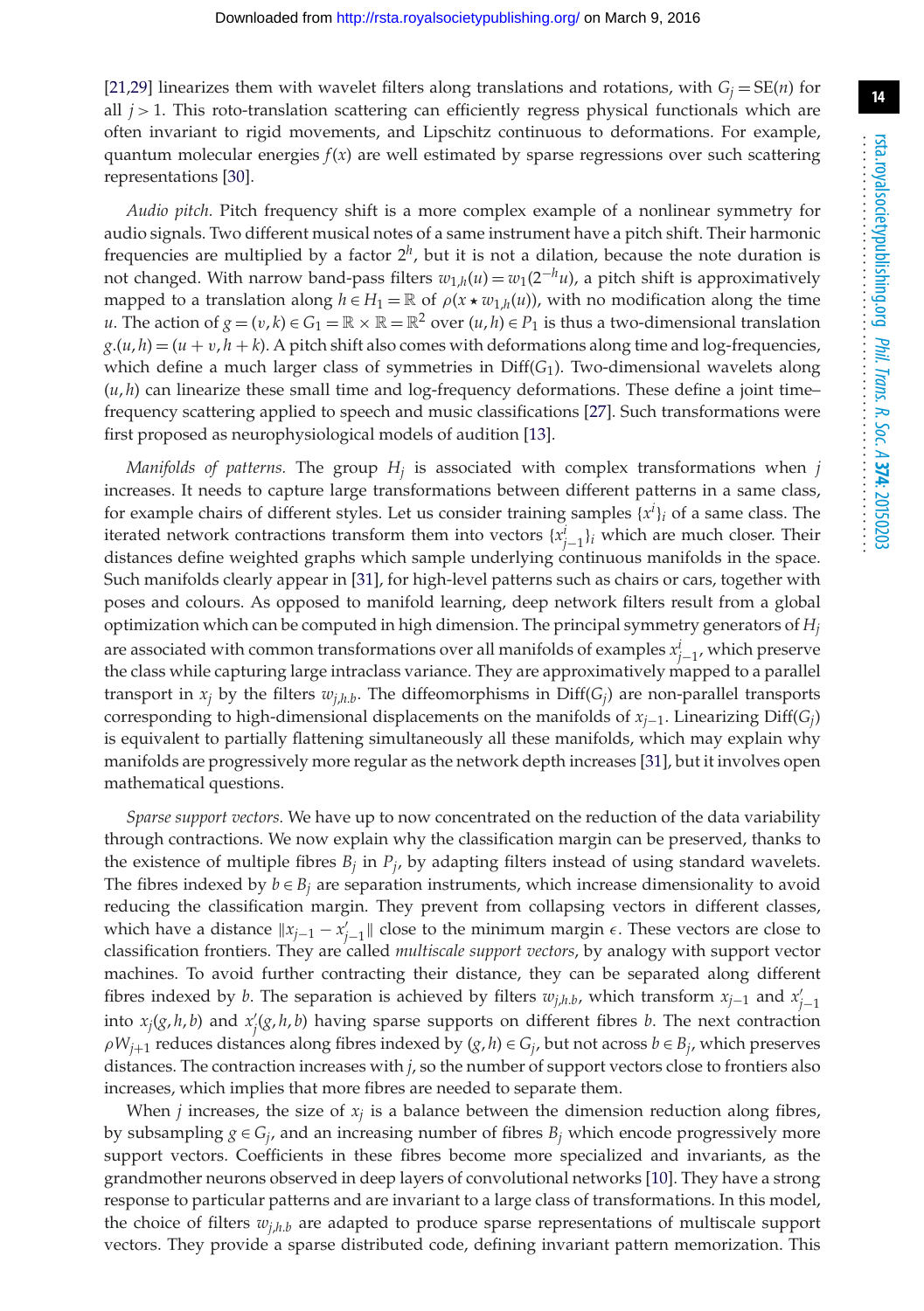[21,29] linearizes them with wavelet filters along translations and rotations, with $G_j = \mathrm{SE}(n)$ for all $j > 1$. This roto-translation scattering can efficiently regress physical functionals which are often invariant to rigid movements, and Lipschitz continuous to deformations. For example, quantum molecular energies $f(x)$ are well estimated by sparse regressions over such scattering representations [30].

*Audio pitch.* Pitch frequency shift is a more complex example of a nonlinear symmetry for audio signals. Two different musical notes of a same instrument have a pitch shift. Their harmonic frequencies are multiplied by a factor $2^h$, but it is not a dilation, because the note duration is not changed. With narrow band-pass filters $w_{1,h}(u) = w_1(2^{-h}u)$, a pitch shift is approximatively mapped to a translation along $h \in H_1 = \mathbb{R}$ of $\rho(x \star w_{1,h}(u))$, with no modification along the time $u$. The action of $g = (v, k) \in G_1 = \mathbb{R} \times \mathbb{R} = \mathbb{R}^2$ over $(u, h) \in P_1$ is thus a two-dimensional translation $g.(u, h) = (u + v, h + k)$. A pitch shift also comes with deformations along time and log-frequencies, which define a much larger class of symmetries in $\mathrm{Diff}(G_1)$. Two-dimensional wavelets along $(u, h)$ can linearize these small time and log-frequency deformations. These define a joint time–frequency scattering applied to speech and music classifications [27]. Such transformations were first proposed as neurophysiological models of audition [13].

*Manifolds of patterns.* The group $H_j$ is associated with complex transformations when $j$ increases. It needs to capture large transformations between different patterns in a same class, for example chairs of different styles. Let us consider training samples $\{x^i\}_i$ of a same class. The iterated network contractions transform them into vectors $\{x^i_{j-1}\}_i$ which are much closer. Their distances define weighted graphs which sample underlying continuous manifolds in the space. Such manifolds clearly appear in [31], for high-level patterns such as chairs or cars, together with poses and colours. As opposed to manifold learning, deep network filters result from a global optimization which can be computed in high dimension. The principal symmetry generators of $H_j$ are associated with common transformations over all manifolds of examples $x^i_{j-1}$, which preserve the class while capturing large intraclass variance. They are approximatively mapped to a parallel transport in $x_j$ by the filters $w_{j,h.b}$. The diffeomorphisms in $\mathrm{Diff}(G_j)$ are non-parallel transports corresponding to high-dimensional displacements on the manifolds of $x_{j-1}$. Linearizing $\mathrm{Diff}(G_j)$ is equivalent to partially flattening simultaneously all these manifolds, which may explain why manifolds are progressively more regular as the network depth increases [31], but it involves open mathematical questions.

*Sparse support vectors.* We have up to now concentrated on the reduction of the data variability through contractions. We now explain why the classification margin can be preserved, thanks to the existence of multiple fibres $B_j$ in $P_j$, by adapting filters instead of using standard wavelets. The fibres indexed by $b \in B_j$ are separation instruments, which increase dimensionality to avoid reducing the classification margin. They prevent from collapsing vectors in different classes, which have a distance $\|x_{j-1} - x'_{j-1}\|$ close to the minimum margin $\epsilon$. These vectors are close to classification frontiers. They are called *multiscale support vectors*, by analogy with support vector machines. To avoid further contracting their distance, they can be separated along different fibres indexed by $b$. The separation is achieved by filters $w_{j,h.b}$, which transform $x_{j-1}$ and $x'_{j-1}$ into $x_j(g, h, b)$ and $x'_j(g, h, b)$ having sparse supports on different fibres $b$. The next contraction $\rho W_{j+1}$ reduces distances along fibres indexed by $(g, h) \in G_j$, but not across $b \in B_j$, which preserves distances. The contraction increases with $j$, so the number of support vectors close to frontiers also increases, which implies that more fibres are needed to separate them.

When $j$ increases, the size of $x_j$ is a balance between the dimension reduction along fibres, by subsampling $g \in G_j$, and an increasing number of fibres $B_j$ which encode progressively more support vectors. Coefficients in these fibres become more specialized and invariants, as the grandmother neurons observed in deep layers of convolutional networks [10]. They have a strong response to particular patterns and are invariant to a large class of transformations. In this model, the choice of filters $w_{j,h.b}$ are adapted to produce sparse representations of multiscale support vectors. They provide a sparse distributed code, defining invariant pattern memorization. This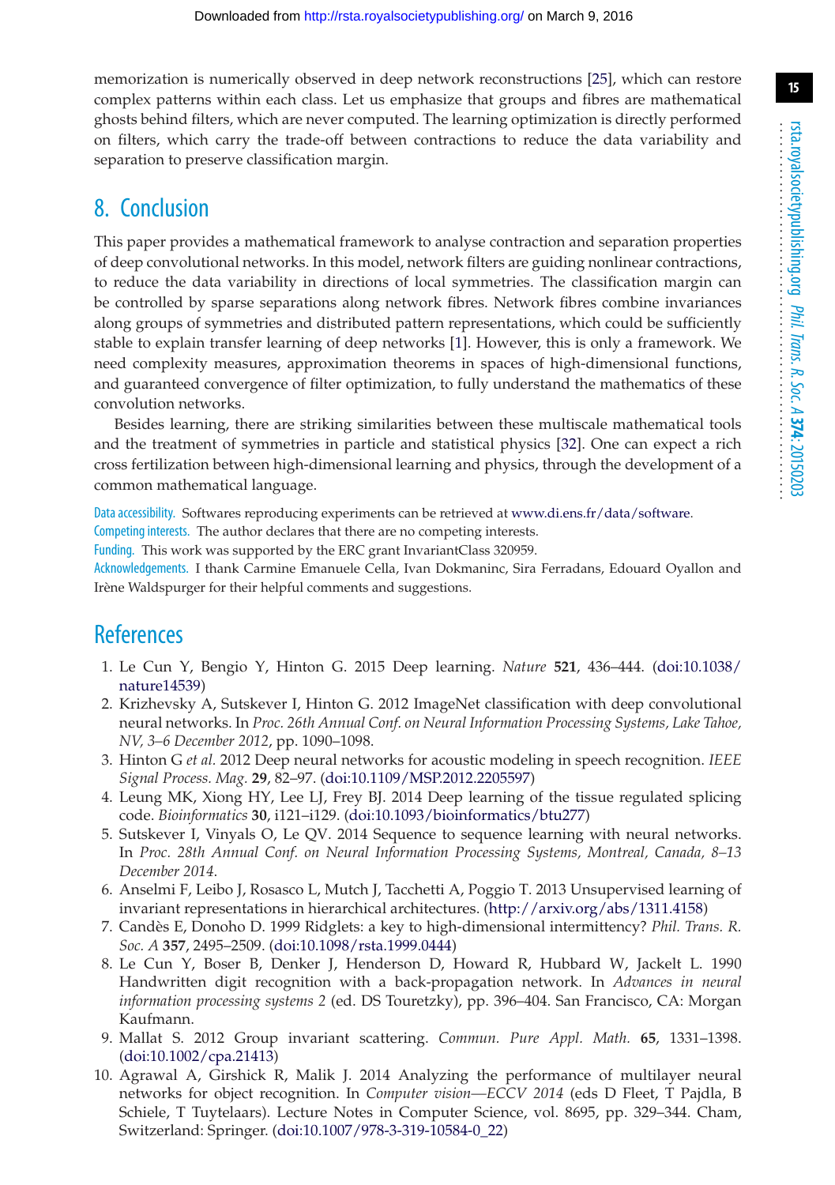memorization is numerically observed in deep network reconstructions [25], which can restore complex patterns within each class. Let us emphasize that groups and fibres are mathematical ghosts behind filters, which are never computed. The learning optimization is directly performed on filters, which carry the trade-off between contractions to reduce the data variability and separation to preserve classification margin.

## 8. Conclusion

This paper provides a mathematical framework to analyse contraction and separation properties of deep convolutional networks. In this model, network filters are guiding nonlinear contractions, to reduce the data variability in directions of local symmetries. The classification margin can be controlled by sparse separations along network fibres. Network fibres combine invariances along groups of symmetries and distributed pattern representations, which could be sufficiently stable to explain transfer learning of deep networks [1]. However, this is only a framework. We need complexity measures, approximation theorems in spaces of high-dimensional functions, and guaranteed convergence of filter optimization, to fully understand the mathematics of these convolution networks.

Besides learning, there are striking similarities between these multiscale mathematical tools and the treatment of symmetries in particle and statistical physics [32]. One can expect a rich cross fertilization between high-dimensional learning and physics, through the development of a common mathematical language.

Data accessibility. Softwares reproducing experiments can be retrieved at www.di.ens.fr/data/software.

Competing interests. The author declares that there are no competing interests.

Funding. This work was supported by the ERC grant InvariantClass 320959.

Acknowledgements. I thank Carmine Emanuele Cella, Ivan Dokmaninc, Sira Ferradans, Edouard Oyallon and Irène Waldspurger for their helpful comments and suggestions.

## References

1. Le Cun Y, Bengio Y, Hinton G. 2015 Deep learning. *Nature* **521**, 436–444. (doi:10.1038/nature14539)
2. Krizhevsky A, Sutskever I, Hinton G. 2012 ImageNet classification with deep convolutional neural networks. In *Proc. 26th Annual Conf. on Neural Information Processing Systems, Lake Tahoe, NV, 3–6 December 2012*, pp. 1090–1098.
3. Hinton G *et al.* 2012 Deep neural networks for acoustic modeling in speech recognition. *IEEE Signal Process. Mag.* **29**, 82–97. (doi:10.1109/MSP.2012.2205597)
4. Leung MK, Xiong HY, Lee LJ, Frey BJ. 2014 Deep learning of the tissue regulated splicing code. *Bioinformatics* **30**, i121–i129. (doi:10.1093/bioinformatics/btu277)
5. Sutskever I, Vinyals O, Le QV. 2014 Sequence to sequence learning with neural networks. In *Proc. 28th Annual Conf. on Neural Information Processing Systems, Montreal, Canada, 8–13 December 2014*.
6. Anselmi F, Leibo J, Rosasco L, Mutch J, Tacchetti A, Poggio T. 2013 Unsupervised learning of invariant representations in hierarchical architectures. (http://arxiv.org/abs/1311.4158)
7. Candès E, Donoho D. 1999 Ridglets: a key to high-dimensional intermittency? *Phil. Trans. R. Soc. A* **357**, 2495–2509. (doi:10.1098/rsta.1999.0444)
8. Le Cun Y, Boser B, Denker J, Henderson D, Howard R, Hubbard W, Jackelt L. 1990 Handwritten digit recognition with a back-propagation network. In *Advances in neural information processing systems 2* (ed. DS Touretzky), pp. 396–404. San Francisco, CA: Morgan Kaufmann.
9. Mallat S. 2012 Group invariant scattering. *Commun. Pure Appl. Math.* **65**, 1331–1398. (doi:10.1002/cpa.21413)
10. Agrawal A, Girshick R, Malik J. 2014 Analyzing the performance of multilayer neural networks for object recognition. In *Computer vision—ECCV 2014* (eds D Fleet, T Pajdla, B Schiele, T Tuytelaars). Lecture Notes in Computer Science, vol. 8695, pp. 329–344. Cham, Switzerland: Springer. (doi:10.1007/978-3-319-10584-0_22)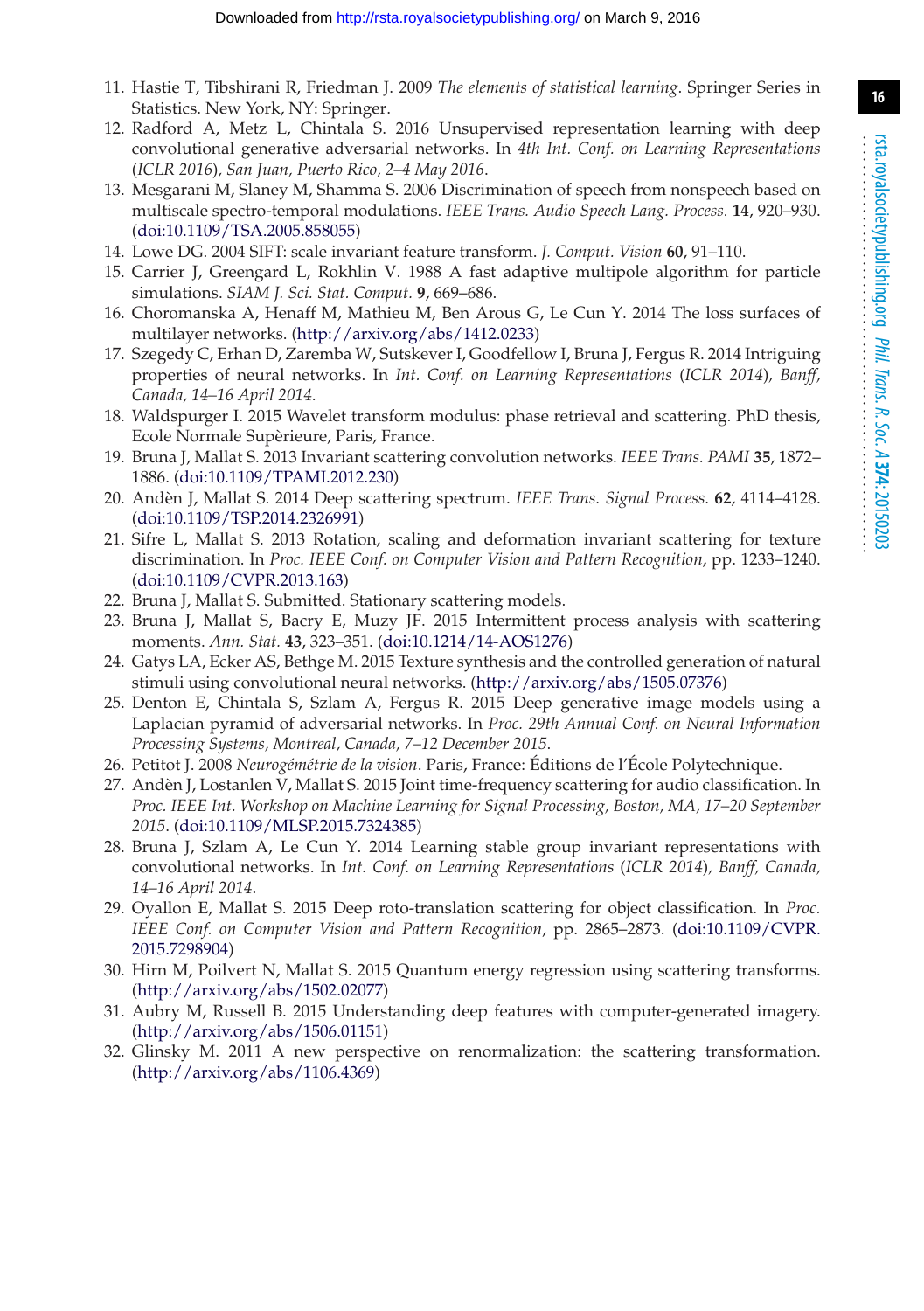11. Hastie T, Tibshirani R, Friedman J. 2009 *The elements of statistical learning*. Springer Series in Statistics. New York, NY: Springer.
12. Radford A, Metz L, Chintala S. 2016 Unsupervised representation learning with deep convolutional generative adversarial networks. In *4th Int. Conf. on Learning Representations* (*ICLR 2016*)*, San Juan, Puerto Rico, 2–4 May 2016*.
13. Mesgarani M, Slaney M, Shamma S. 2006 Discrimination of speech from nonspeech based on multiscale spectro-temporal modulations. *IEEE Trans. Audio Speech Lang. Process.* **14**, 920–930. (doi:10.1109/TSA.2005.858055)
14. Lowe DG. 2004 SIFT: scale invariant feature transform. *J. Comput. Vision* **60**, 91–110.
15. Carrier J, Greengard L, Rokhlin V. 1988 A fast adaptive multipole algorithm for particle simulations. *SIAM J. Sci. Stat. Comput.* **9**, 669–686.
16. Choromanska A, Henaff M, Mathieu M, Ben Arous G, Le Cun Y. 2014 The loss surfaces of multilayer networks. (http://arxiv.org/abs/1412.0233)
17. Szegedy C, Erhan D, Zaremba W, Sutskever I, Goodfellow I, Bruna J, Fergus R. 2014 Intriguing properties of neural networks. In *Int. Conf. on Learning Representations* (*ICLR 2014*)*, Banff, Canada, 14–16 April 2014*.
18. Waldspurger I. 2015 Wavelet transform modulus: phase retrieval and scattering. PhD thesis, Ecole Normale Supèrieure, Paris, France.
19. Bruna J, Mallat S. 2013 Invariant scattering convolution networks. *IEEE Trans. PAMI* **35**, 1872–1886. (doi:10.1109/TPAMI.2012.230)
20. Andèn J, Mallat S. 2014 Deep scattering spectrum. *IEEE Trans. Signal Process.* **62**, 4114–4128. (doi:10.1109/TSP.2014.2326991)
21. Sifre L, Mallat S. 2013 Rotation, scaling and deformation invariant scattering for texture discrimination. In *Proc. IEEE Conf. on Computer Vision and Pattern Recognition*, pp. 1233–1240. (doi:10.1109/CVPR.2013.163)
22. Bruna J, Mallat S. Submitted. Stationary scattering models.
23. Bruna J, Mallat S, Bacry E, Muzy JF. 2015 Intermittent process analysis with scattering moments. *Ann. Stat.* **43**, 323–351. (doi:10.1214/14-AOS1276)
24. Gatys LA, Ecker AS, Bethge M. 2015 Texture synthesis and the controlled generation of natural stimuli using convolutional neural networks. (http://arxiv.org/abs/1505.07376)
25. Denton E, Chintala S, Szlam A, Fergus R. 2015 Deep generative image models using a Laplacian pyramid of adversarial networks. In *Proc. 29th Annual Conf. on Neural Information Processing Systems, Montreal, Canada, 7–12 December 2015*.
26. Petitot J. 2008 *Neurogéométrie de la vision*. Paris, France: Éditions de l'École Polytechnique.
27. Andèn J, Lostanlen V, Mallat S. 2015 Joint time-frequency scattering for audio classification. In *Proc. IEEE Int. Workshop on Machine Learning for Signal Processing, Boston, MA, 17–20 September 2015*. (doi:10.1109/MLSP.2015.7324385)
28. Bruna J, Szlam A, Le Cun Y. 2014 Learning stable group invariant representations with convolutional networks. In *Int. Conf. on Learning Representations* (*ICLR 2014*)*, Banff, Canada, 14–16 April 2014*.
29. Oyallon E, Mallat S. 2015 Deep roto-translation scattering for object classification. In *Proc. IEEE Conf. on Computer Vision and Pattern Recognition*, pp. 2865–2873. (doi:10.1109/CVPR.2015.7298904)
30. Hirn M, Poilvert N, Mallat S. 2015 Quantum energy regression using scattering transforms. (http://arxiv.org/abs/1502.02077)
31. Aubry M, Russell B. 2015 Understanding deep features with computer-generated imagery. (http://arxiv.org/abs/1506.01151)
32. Glinsky M. 2011 A new perspective on renormalization: the scattering transformation. (http://arxiv.org/abs/1106.4369)